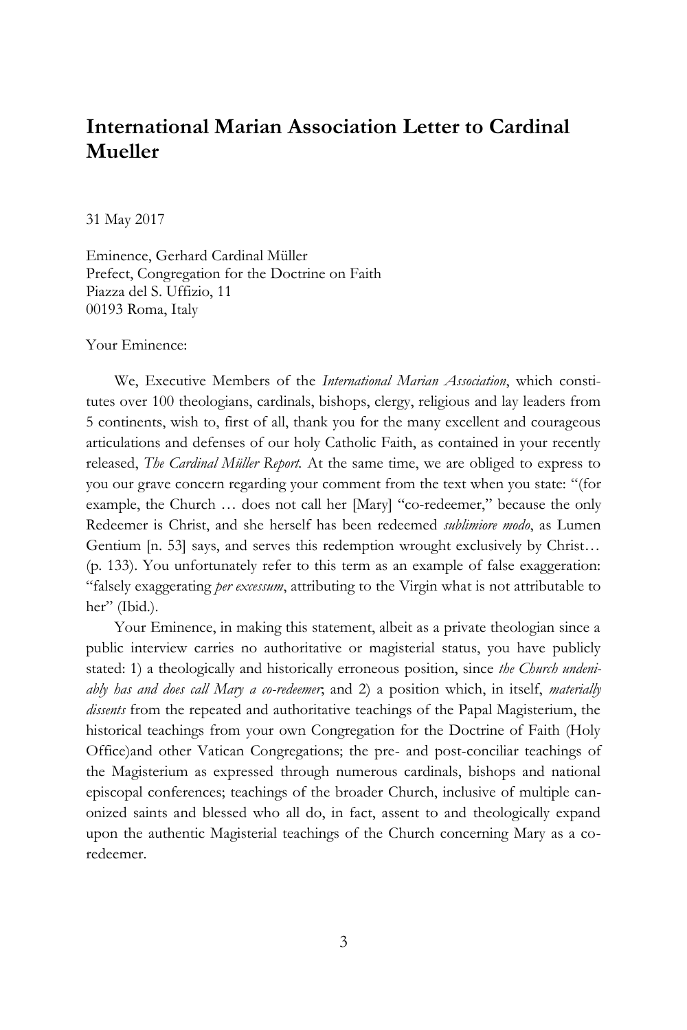# International Marian Association Letter to Cardinal Mueller

31 May 2017

Eminence, Gerhard Cardinal Müller
Prefect, Congregation for the Doctrine on Faith
Piazza del S. Uffizio, 11
00193 Roma, Italy

Your Eminence:

We, Executive Members of the *International Marian Association*, which constitutes over 100 theologians, cardinals, bishops, clergy, religious and lay leaders from 5 continents, wish to, first of all, thank you for the many excellent and courageous articulations and defenses of our holy Catholic Faith, as contained in your recently released, *The Cardinal Müller Report.* At the same time, we are obliged to express to you our grave concern regarding your comment from the text when you state: "(for example, the Church … does not call her [Mary] "co-redeemer," because the only Redeemer is Christ, and she herself has been redeemed *sublimiore modo*, as Lumen Gentium [n. 53] says, and serves this redemption wrought exclusively by Christ… (p. 133). You unfortunately refer to this term as an example of false exaggeration: "falsely exaggerating *per excessum*, attributing to the Virgin what is not attributable to her" (Ibid.).

Your Eminence, in making this statement, albeit as a private theologian since a public interview carries no authoritative or magisterial status, you have publicly stated: 1) a theologically and historically erroneous position, since *the Church undeniably has and does call Mary a co-redeemer*; and 2) a position which, in itself, *materially dissents* from the repeated and authoritative teachings of the Papal Magisterium, the historical teachings from your own Congregation for the Doctrine of Faith (Holy Office)and other Vatican Congregations; the pre- and post-conciliar teachings of the Magisterium as expressed through numerous cardinals, bishops and national episcopal conferences; teachings of the broader Church, inclusive of multiple canonized saints and blessed who all do, in fact, assent to and theologically expand upon the authentic Magisterial teachings of the Church concerning Mary as a co-redeemer.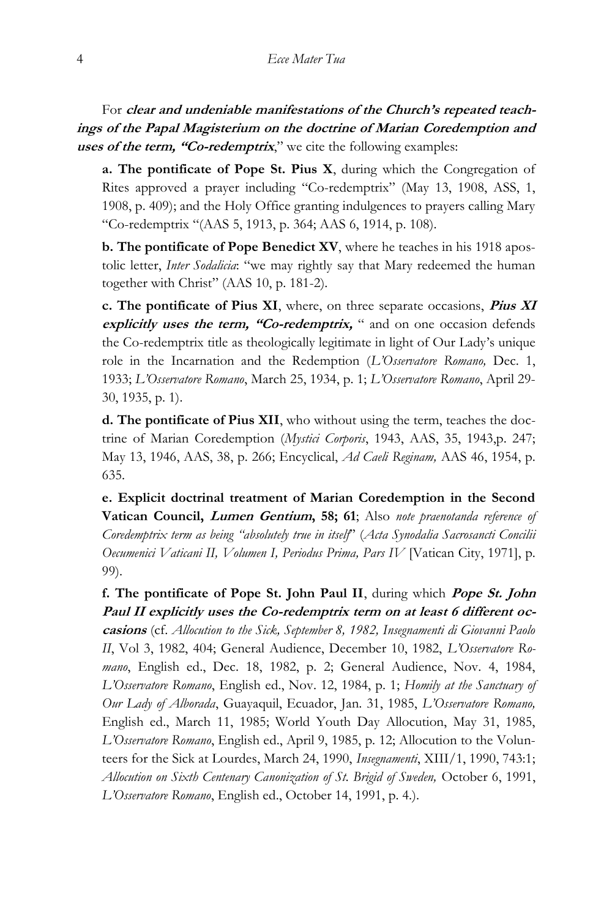For ***clear and undeniable manifestations of the Church's repeated teachings of the Papal Magisterium on the doctrine of Marian Coredemption and uses of the term, "Co-redemptrix***," we cite the following examples:

**a. The pontificate of Pope St. Pius X**, during which the Congregation of Rites approved a prayer including "Co-redemptrix" (May 13, 1908, ASS, 1, 1908, p. 409); and the Holy Office granting indulgences to prayers calling Mary "Co-redemptrix "(AAS 5, 1913, p. 364; AAS 6, 1914, p. 108).

**b. The pontificate of Pope Benedict XV**, where he teaches in his 1918 apostolic letter, *Inter Sodalicia*: "we may rightly say that Mary redeemed the human together with Christ" (AAS 10, p. 181-2).

**c. The pontificate of Pius XI**, where, on three separate occasions, ***Pius XI explicitly uses the term, "Co-redemptrix,*** " and on one occasion defends the Co-redemptrix title as theologically legitimate in light of Our Lady's unique role in the Incarnation and the Redemption (*L'Osservatore Romano,* Dec. 1, 1933; *L'Osservatore Romano*, March 25, 1934, p. 1; *L'Osservatore Romano*, April 29-30, 1935, p. 1).

**d. The pontificate of Pius XII**, who without using the term, teaches the doctrine of Marian Coredemption (*Mystici Corporis*, 1943, AAS, 35, 1943,p. 247; May 13, 1946, AAS, 38, p. 266; Encyclical, *Ad Caeli Reginam,* AAS 46, 1954, p. 635.

**e. Explicit doctrinal treatment of Marian Coredemption in the Second Vatican Council, *Lumen Gentium*, 58; 61**; Also *note praenotanda reference of Coredemptrix term as being "absolutely true in itself"* (*Acta Synodalia Sacrosancti Concilii Oecumenici Vaticani II, Volumen I, Periodus Prima, Pars IV* [Vatican City, 1971], p. 99).

**f. The pontificate of Pope St. John Paul II**, during which ***Pope St. John Paul II explicitly uses the Co-redemptrix term on at least 6 different occasions*** (cf. *Allocution to the Sick, September 8, 1982, Insegnamenti di Giovanni Paolo II*, Vol 3, 1982, 404; General Audience, December 10, 1982, *L'Osservatore Romano*, English ed., Dec. 18, 1982, p. 2; General Audience, Nov. 4, 1984, *L'Osservatore Romano*, English ed., Nov. 12, 1984, p. 1; *Homily at the Sanctuary of Our Lady of Alborada*, Guayaquil, Ecuador, Jan. 31, 1985, *L'Osservatore Romano,* English ed., March 11, 1985; World Youth Day Allocution, May 31, 1985, *L'Osservatore Romano*, English ed., April 9, 1985, p. 12; Allocution to the Volunteers for the Sick at Lourdes, March 24, 1990, *Insegnamenti*, XIII/1, 1990, 743:1; *Allocution on Sixth Centenary Canonization of St. Brigid of Sweden,* October 6, 1991, *L'Osservatore Romano*, English ed., October 14, 1991, p. 4.).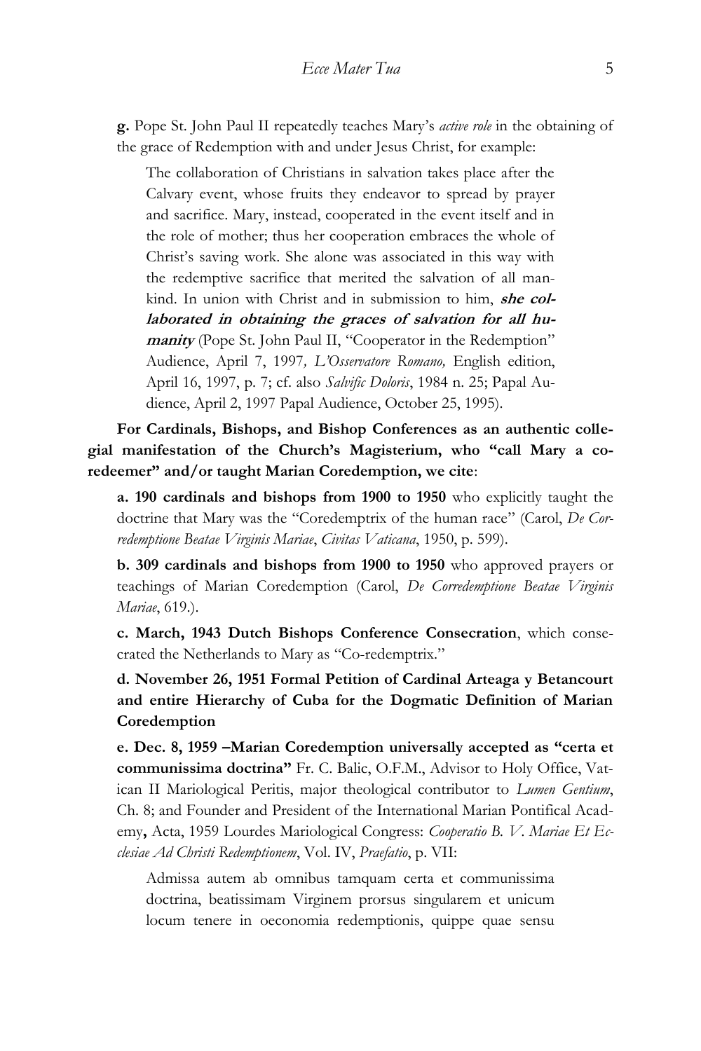**g.** Pope St. John Paul II repeatedly teaches Mary's *active role* in the obtaining of the grace of Redemption with and under Jesus Christ, for example:

> The collaboration of Christians in salvation takes place after the Calvary event, whose fruits they endeavor to spread by prayer and sacrifice. Mary, instead, cooperated in the event itself and in the role of mother; thus her cooperation embraces the whole of Christ's saving work. She alone was associated in this way with the redemptive sacrifice that merited the salvation of all mankind. In union with Christ and in submission to him, ***she collaborated in obtaining the graces of salvation for all humanity*** (Pope St. John Paul II, "Cooperator in the Redemption" Audience, April 7, 1997*, L'Osservatore Romano,* English edition, April 16, 1997, p. 7; cf. also *Salvific Doloris*, 1984 n. 25; Papal Audience, April 2, 1997 Papal Audience, October 25, 1995).

**For Cardinals, Bishops, and Bishop Conferences as an authentic collegial manifestation of the Church's Magisterium, who "call Mary a coredeemer" and/or taught Marian Coredemption, we cite**:

**a. 190 cardinals and bishops from 1900 to 1950** who explicitly taught the doctrine that Mary was the "Coredemptrix of the human race" (Carol, *De Corredemptione Beatae Virginis Mariae*, *Civitas Vaticana*, 1950, p. 599).

**b. 309 cardinals and bishops from 1900 to 1950** who approved prayers or teachings of Marian Coredemption (Carol, *De Corredemptione Beatae Virginis Mariae*, 619.).

**c. March, 1943 Dutch Bishops Conference Consecration**, which consecrated the Netherlands to Mary as "Co-redemptrix."

**d. November 26, 1951 Formal Petition of Cardinal Arteaga y Betancourt and entire Hierarchy of Cuba for the Dogmatic Definition of Marian Coredemption**

**e. Dec. 8, 1959 –Marian Coredemption universally accepted as "certa et communissima doctrina"** Fr. C. Balic, O.F.M., Advisor to Holy Office, Vatican II Mariological Peritis, major theological contributor to *Lumen Gentium*, Ch. 8; and Founder and President of the International Marian Pontifical Academy**,** Acta, 1959 Lourdes Mariological Congress: *Cooperatio B. V. Mariae Et Ecclesiae Ad Christi Redemptionem*, Vol. IV, *Praefatio*, p. VII:

> Admissa autem ab omnibus tamquam certa et communissima doctrina, beatissimam Virginem prorsus singularem et unicum locum tenere in oeconomia redemptionis, quippe quae sensu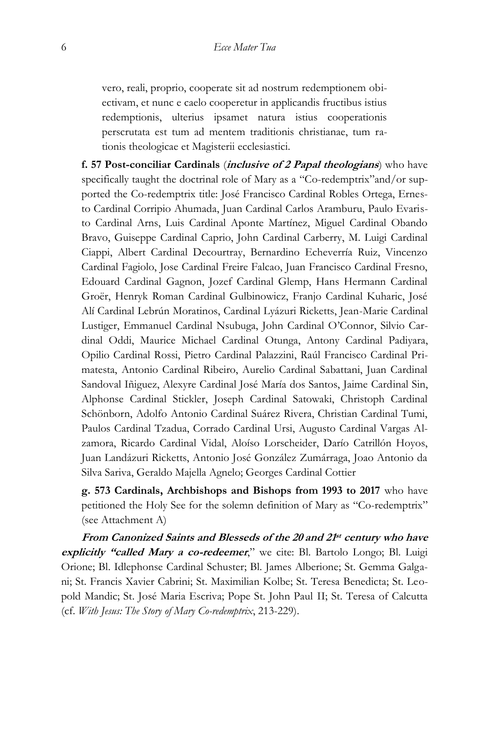vero, reali, proprio, cooperate sit ad nostrum redemptionem obiectivam, et nunc e caelo cooperetur in applicandis fructibus istius redemptionis, ulterius ipsamet natura istius cooperationis perscrutata est tum ad mentem traditionis christianae, tum rationis theologicae et Magisterii ecclesiastici.

**f. 57 Post-conciliar Cardinals** (***inclusive of 2 Papal theologians***) who have specifically taught the doctrinal role of Mary as a "Co-redemptrix"and/or supported the Co-redemptrix title: José Francisco Cardinal Robles Ortega, Ernesto Cardinal Corripio Ahumada, Juan Cardinal Carlos Aramburu, Paulo Evaristo Cardinal Arns, Luis Cardinal Aponte Martínez, Miguel Cardinal Obando Bravo, Guiseppe Cardinal Caprio, John Cardinal Carberry, M. Luigi Cardinal Ciappi, Albert Cardinal Decourtray, Bernardino Echeverría Ruiz, Vincenzo Cardinal Fagiolo, Jose Cardinal Freire Falcao, Juan Francisco Cardinal Fresno, Edouard Cardinal Gagnon, Jozef Cardinal Glemp, Hans Hermann Cardinal Groër, Henryk Roman Cardinal Gulbinowicz, Franjo Cardinal Kuharic, José Alí Cardinal Lebrún Moratinos, Cardinal Lyázuri Ricketts, Jean-Marie Cardinal Lustiger, Emmanuel Cardinal Nsubuga, John Cardinal O'Connor, Silvio Cardinal Oddi, Maurice Michael Cardinal Otunga, Antony Cardinal Padiyara, Opilio Cardinal Rossi, Pietro Cardinal Palazzini, Raúl Francisco Cardinal Primatesta, Antonio Cardinal Ribeiro, Aurelio Cardinal Sabattani, Juan Cardinal Sandoval Iñiguez, Alexyre Cardinal José María dos Santos, Jaime Cardinal Sin, Alphonse Cardinal Stickler, Joseph Cardinal Satowaki, Christoph Cardinal Schönborn, Adolfo Antonio Cardinal Suárez Rivera, Christian Cardinal Tumi, Paulos Cardinal Tzadua, Corrado Cardinal Ursi, Augusto Cardinal Vargas Alzamora, Ricardo Cardinal Vidal, Aloíso Lorscheider, Darío Catrillón Hoyos, Juan Landázuri Ricketts, Antonio José González Zumárraga, Joao Antonio da Silva Sariva, Geraldo Majella Agnelo; Georges Cardinal Cottier

**g. 573 Cardinals, Archbishops and Bishops from 1993 to 2017** who have petitioned the Holy See for the solemn definition of Mary as "Co-redemptrix" (see Attachment A)

***From Canonized Saints and Blesseds of the 20 and 21st century who have explicitly "called Mary a co-redeemer***," we cite: Bl. Bartolo Longo; Bl. Luigi Orione; Bl. Idlephonse Cardinal Schuster; Bl. James Alberione; St. Gemma Galgani; St. Francis Xavier Cabrini; St. Maximilian Kolbe; St. Teresa Benedicta; St. Leopold Mandic; St. José Maria Escriva; Pope St. John Paul II; St. Teresa of Calcutta (cf. *With Jesus: The Story of Mary Co-redemptrix*, 213-229).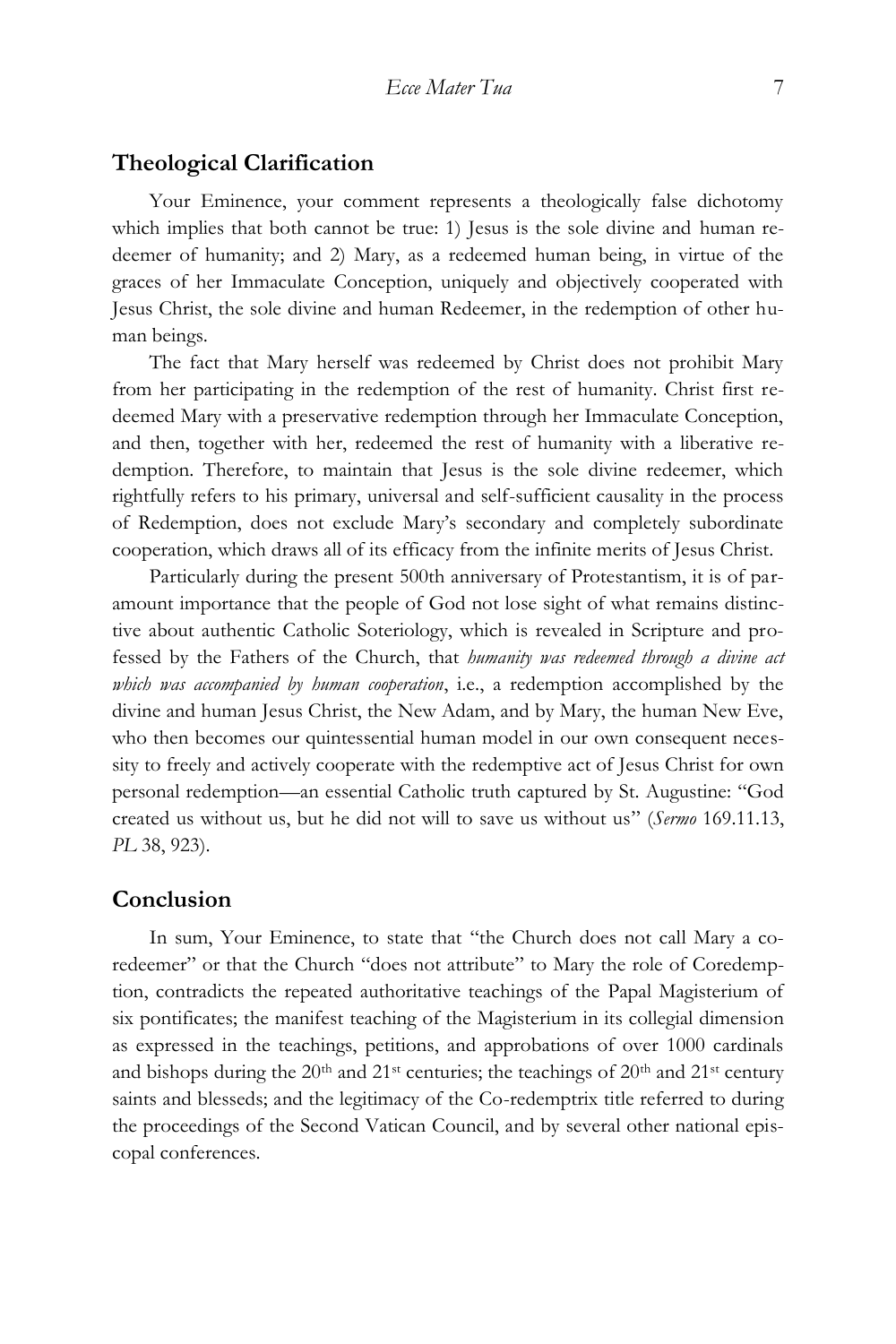## Theological Clarification

Your Eminence, your comment represents a theologically false dichotomy which implies that both cannot be true: 1) Jesus is the sole divine and human redeemer of humanity; and 2) Mary, as a redeemed human being, in virtue of the graces of her Immaculate Conception, uniquely and objectively cooperated with Jesus Christ, the sole divine and human Redeemer, in the redemption of other human beings.

The fact that Mary herself was redeemed by Christ does not prohibit Mary from her participating in the redemption of the rest of humanity. Christ first redeemed Mary with a preservative redemption through her Immaculate Conception, and then, together with her, redeemed the rest of humanity with a liberative redemption. Therefore, to maintain that Jesus is the sole divine redeemer, which rightfully refers to his primary, universal and self-sufficient causality in the process of Redemption, does not exclude Mary's secondary and completely subordinate cooperation, which draws all of its efficacy from the infinite merits of Jesus Christ.

Particularly during the present 500th anniversary of Protestantism, it is of paramount importance that the people of God not lose sight of what remains distinctive about authentic Catholic Soteriology, which is revealed in Scripture and professed by the Fathers of the Church, that *humanity was redeemed through a divine act which was accompanied by human cooperation*, i.e., a redemption accomplished by the divine and human Jesus Christ, the New Adam, and by Mary, the human New Eve, who then becomes our quintessential human model in our own consequent necessity to freely and actively cooperate with the redemptive act of Jesus Christ for own personal redemption—an essential Catholic truth captured by St. Augustine: "God created us without us, but he did not will to save us without us" (*Sermo* 169.11.13, *PL* 38, 923).

## Conclusion

In sum, Your Eminence, to state that "the Church does not call Mary a co-redeemer" or that the Church "does not attribute" to Mary the role of Coredemption, contradicts the repeated authoritative teachings of the Papal Magisterium of six pontificates; the manifest teaching of the Magisterium in its collegial dimension as expressed in the teachings, petitions, and approbations of over 1000 cardinals and bishops during the 20th and 21st centuries; the teachings of 20th and 21st century saints and blesseds; and the legitimacy of the Co-redemptrix title referred to during the proceedings of the Second Vatican Council, and by several other national episcopal conferences.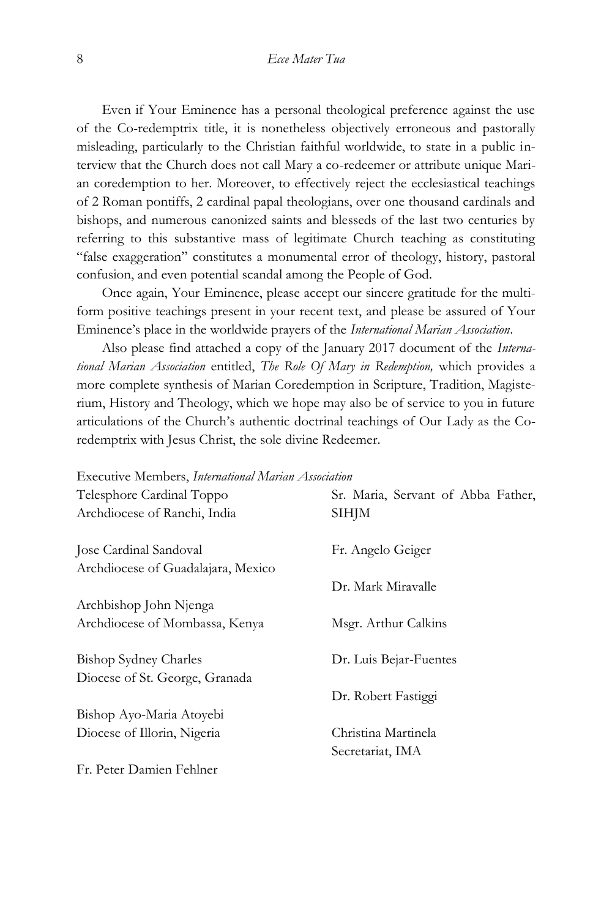Even if Your Eminence has a personal theological preference against the use of the Co-redemptrix title, it is nonetheless objectively erroneous and pastorally misleading, particularly to the Christian faithful worldwide, to state in a public interview that the Church does not call Mary a co-redeemer or attribute unique Marian coredemption to her. Moreover, to effectively reject the ecclesiastical teachings of 2 Roman pontiffs, 2 cardinal papal theologians, over one thousand cardinals and bishops, and numerous canonized saints and blesseds of the last two centuries by referring to this substantive mass of legitimate Church teaching as constituting "false exaggeration" constitutes a monumental error of theology, history, pastoral confusion, and even potential scandal among the People of God.

Once again, Your Eminence, please accept our sincere gratitude for the multiform positive teachings present in your recent text, and please be assured of Your Eminence's place in the worldwide prayers of the *International Marian Association*.

Also please find attached a copy of the January 2017 document of the *International Marian Association* entitled, *The Role Of Mary in Redemption,* which provides a more complete synthesis of Marian Coredemption in Scripture, Tradition, Magisterium, History and Theology, which we hope may also be of service to you in future articulations of the Church's authentic doctrinal teachings of Our Lady as the Co-redemptrix with Jesus Christ, the sole divine Redeemer.

Executive Members, *International Marian Association*

Telesphore Cardinal Toppo
Archdiocese of Ranchi, India

Jose Cardinal Sandoval
Archdiocese of Guadalajara, Mexico

Archbishop John Njenga
Archdiocese of Mombassa, Kenya

Bishop Sydney Charles
Diocese of St. George, Granada

Bishop Ayo-Maria Atoyebi
Diocese of Illorin, Nigeria

Fr. Peter Damien Fehlner

Sr. Maria, Servant of Abba Father, SIHJM

Fr. Angelo Geiger

Dr. Mark Miravalle

Msgr. Arthur Calkins

Dr. Luis Bejar-Fuentes

Dr. Robert Fastiggi

Christina Martinela
Secretariat, IMA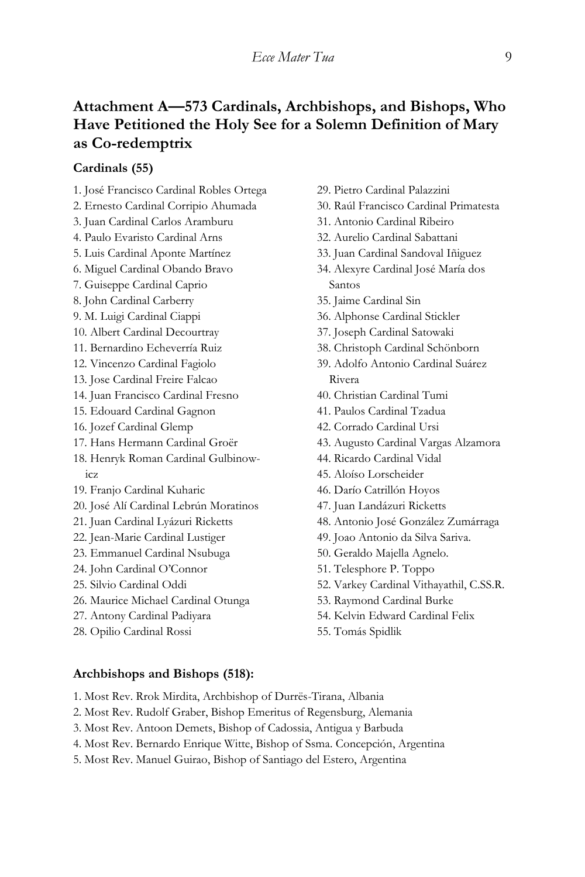## Attachment A—573 Cardinals, Archbishops, and Bishops, Who Have Petitioned the Holy See for a Solemn Definition of Mary as Co-redemptrix

### Cardinals (55)

1. José Francisco Cardinal Robles Ortega
2. Ernesto Cardinal Corripio Ahumada
3. Juan Cardinal Carlos Aramburu
4. Paulo Evaristo Cardinal Arns
5. Luis Cardinal Aponte Martínez
6. Miguel Cardinal Obando Bravo
7. Guiseppe Cardinal Caprio
8. John Cardinal Carberry
9. M. Luigi Cardinal Ciappi
10. Albert Cardinal Decourtray
11. Bernardino Echeverría Ruiz
12. Vincenzo Cardinal Fagiolo
13. Jose Cardinal Freire Falcao
14. Juan Francisco Cardinal Fresno
15. Edouard Cardinal Gagnon
16. Jozef Cardinal Glemp
17. Hans Hermann Cardinal Groër
18. Henryk Roman Cardinal Gulbinowicz
19. Franjo Cardinal Kuharic
20. José Alí Cardinal Lebrún Moratinos
21. Juan Cardinal Lyázuri Ricketts
22. Jean-Marie Cardinal Lustiger
23. Emmanuel Cardinal Nsubuga
24. John Cardinal O'Connor
25. Silvio Cardinal Oddi
26. Maurice Michael Cardinal Otunga
27. Antony Cardinal Padiyara
28. Opilio Cardinal Rossi
29. Pietro Cardinal Palazzini
30. Raúl Francisco Cardinal Primatesta
31. Antonio Cardinal Ribeiro
32. Aurelio Cardinal Sabattani
33. Juan Cardinal Sandoval Iñiguez
34. Alexyre Cardinal José María dos Santos
35. Jaime Cardinal Sin
36. Alphonse Cardinal Stickler
37. Joseph Cardinal Satowaki
38. Christoph Cardinal Schönborn
39. Adolfo Antonio Cardinal Suárez Rivera
40. Christian Cardinal Tumi
41. Paulos Cardinal Tzadua
42. Corrado Cardinal Ursi
43. Augusto Cardinal Vargas Alzamora
44. Ricardo Cardinal Vidal
45. Aloíso Lorscheider
46. Darío Catrillón Hoyos
47. Juan Landázuri Ricketts
48. Antonio José González Zumárraga
49. Joao Antonio da Silva Sariva.
50. Geraldo Majella Agnelo.
51. Telesphore P. Toppo
52. Varkey Cardinal Vithayathil, C.SS.R.
53. Raymond Cardinal Burke
54. Kelvin Edward Cardinal Felix
55. Tomás Spidlik

### Archbishops and Bishops (518):

1. Most Rev. Rrok Mirdita, Archbishop of Durrës-Tirana, Albania
2. Most Rev. Rudolf Graber, Bishop Emeritus of Regensburg, Alemania
3. Most Rev. Antoon Demets, Bishop of Cadossia, Antigua y Barbuda
4. Most Rev. Bernardo Enrique Witte, Bishop of Ssma. Concepción, Argentina
5. Most Rev. Manuel Guirao, Bishop of Santiago del Estero, Argentina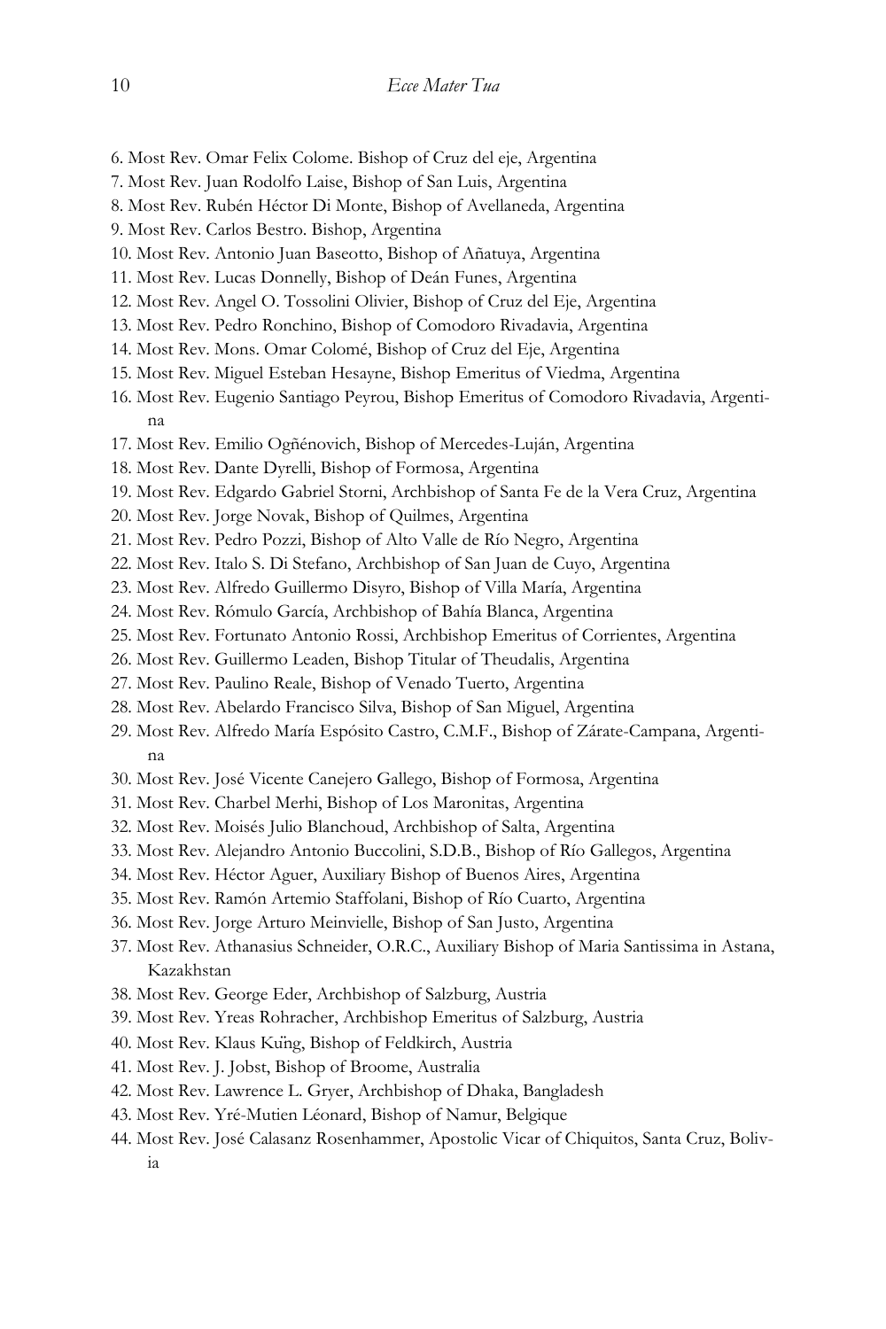6. Most Rev. Omar Felix Colome. Bishop of Cruz del eje, Argentina
7. Most Rev. Juan Rodolfo Laise, Bishop of San Luis, Argentina
8. Most Rev. Rubén Héctor Di Monte, Bishop of Avellaneda, Argentina
9. Most Rev. Carlos Bestro. Bishop, Argentina
10. Most Rev. Antonio Juan Baseotto, Bishop of Añatuya, Argentina
11. Most Rev. Lucas Donnelly, Bishop of Deán Funes, Argentina
12. Most Rev. Angel O. Tossolini Olivier, Bishop of Cruz del Eje, Argentina
13. Most Rev. Pedro Ronchino, Bishop of Comodoro Rivadavia, Argentina
14. Most Rev. Mons. Omar Colomé, Bishop of Cruz del Eje, Argentina
15. Most Rev. Miguel Esteban Hesayne, Bishop Emeritus of Viedma, Argentina
16. Most Rev. Eugenio Santiago Peyrou, Bishop Emeritus of Comodoro Rivadavia, Argentina
17. Most Rev. Emilio Ogñénovich, Bishop of Mercedes-Luján, Argentina
18. Most Rev. Dante Dyrelli, Bishop of Formosa, Argentina
19. Most Rev. Edgardo Gabriel Storni, Archbishop of Santa Fe de la Vera Cruz, Argentina
20. Most Rev. Jorge Novak, Bishop of Quilmes, Argentina
21. Most Rev. Pedro Pozzi, Bishop of Alto Valle de Río Negro, Argentina
22. Most Rev. Italo S. Di Stefano, Archbishop of San Juan de Cuyo, Argentina
23. Most Rev. Alfredo Guillermo Disyro, Bishop of Villa María, Argentina
24. Most Rev. Rómulo García, Archbishop of Bahía Blanca, Argentina
25. Most Rev. Fortunato Antonio Rossi, Archbishop Emeritus of Corrientes, Argentina
26. Most Rev. Guillermo Leaden, Bishop Titular of Theudalis, Argentina
27. Most Rev. Paulino Reale, Bishop of Venado Tuerto, Argentina
28. Most Rev. Abelardo Francisco Silva, Bishop of San Miguel, Argentina
29. Most Rev. Alfredo María Espósito Castro, C.M.F., Bishop of Zárate-Campana, Argentina
30. Most Rev. José Vicente Canejero Gallego, Bishop of Formosa, Argentina
31. Most Rev. Charbel Merhi, Bishop of Los Maronitas, Argentina
32. Most Rev. Moisés Julio Blanchoud, Archbishop of Salta, Argentina
33. Most Rev. Alejandro Antonio Buccolini, S.D.B., Bishop of Río Gallegos, Argentina
34. Most Rev. Héctor Aguer, Auxiliary Bishop of Buenos Aires, Argentina
35. Most Rev. Ramón Artemio Staffolani, Bishop of Río Cuarto, Argentina
36. Most Rev. Jorge Arturo Meinvielle, Bishop of San Justo, Argentina
37. Most Rev. Athanasius Schneider, O.R.C., Auxiliary Bishop of Maria Santissima in Astana, Kazakhstan
38. Most Rev. George Eder, Archbishop of Salzburg, Austria
39. Most Rev. Yreas Rohracher, Archbishop Emeritus of Salzburg, Austria
40. Most Rev. Klaus Küng, Bishop of Feldkirch, Austria
41. Most Rev. J. Jobst, Bishop of Broome, Australia
42. Most Rev. Lawrence L. Gryer, Archbishop of Dhaka, Bangladesh
43. Most Rev. Yré-Mutien Léonard, Bishop of Namur, Belgique
44. Most Rev. José Calasanz Rosenhammer, Apostolic Vicar of Chiquitos, Santa Cruz, Bolivia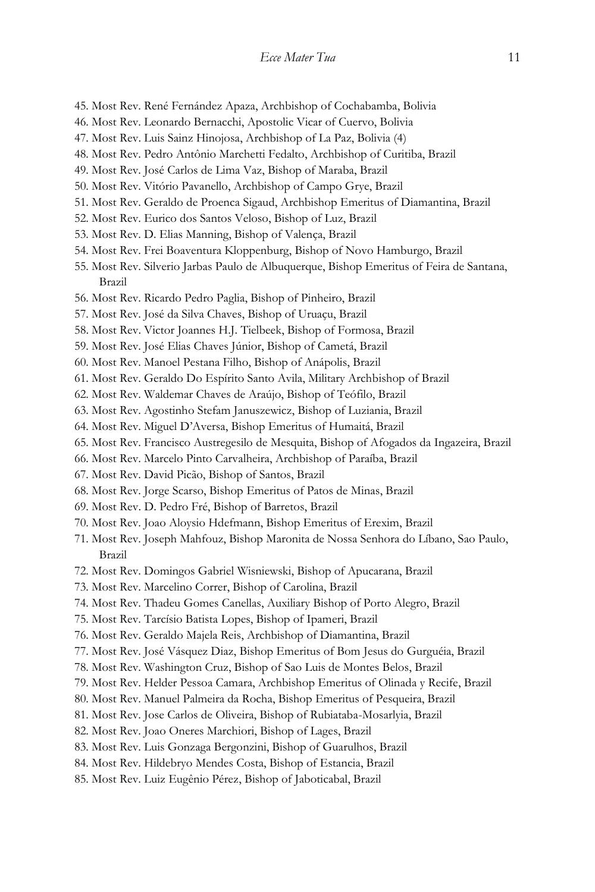45. Most Rev. René Fernández Apaza, Archbishop of Cochabamba, Bolivia
46. Most Rev. Leonardo Bernacchi, Apostolic Vicar of Cuervo, Bolivia
47. Most Rev. Luis Sainz Hinojosa, Archbishop of La Paz, Bolivia (4)
48. Most Rev. Pedro Antônio Marchetti Fedalto, Archbishop of Curitiba, Brazil
49. Most Rev. José Carlos de Lima Vaz, Bishop of Maraba, Brazil
50. Most Rev. Vitório Pavanello, Archbishop of Campo Grye, Brazil
51. Most Rev. Geraldo de Proenca Sigaud, Archbishop Emeritus of Diamantina, Brazil
52. Most Rev. Eurico dos Santos Veloso, Bishop of Luz, Brazil
53. Most Rev. D. Elias Manning, Bishop of Valença, Brazil
54. Most Rev. Frei Boaventura Kloppenburg, Bishop of Novo Hamburgo, Brazil
55. Most Rev. Silverio Jarbas Paulo de Albuquerque, Bishop Emeritus of Feira de Santana, Brazil
56. Most Rev. Ricardo Pedro Paglia, Bishop of Pinheiro, Brazil
57. Most Rev. José da Silva Chaves, Bishop of Uruaçu, Brazil
58. Most Rev. Victor Joannes H.J. Tielbeek, Bishop of Formosa, Brazil
59. Most Rev. José Elias Chaves Júnior, Bishop of Cametá, Brazil
60. Most Rev. Manoel Pestana Filho, Bishop of Anápolis, Brazil
61. Most Rev. Geraldo Do Espírito Santo Avila, Military Archbishop of Brazil
62. Most Rev. Waldemar Chaves de Araújo, Bishop of Teófilo, Brazil
63. Most Rev. Agostinho Stefam Januszewicz, Bishop of Luziania, Brazil
64. Most Rev. Miguel D'Aversa, Bishop Emeritus of Humaitá, Brazil
65. Most Rev. Francisco Austregesilo de Mesquita, Bishop of Afogados da Ingazeira, Brazil
66. Most Rev. Marcelo Pinto Carvalheira, Archbishop of Paraíba, Brazil
67. Most Rev. David Picão, Bishop of Santos, Brazil
68. Most Rev. Jorge Scarso, Bishop Emeritus of Patos de Minas, Brazil
69. Most Rev. D. Pedro Fré, Bishop of Barretos, Brazil
70. Most Rev. Joao Aloysio Hdefmann, Bishop Emeritus of Erexim, Brazil
71. Most Rev. Joseph Mahfouz, Bishop Maronita de Nossa Senhora do Líbano, Sao Paulo, Brazil
72. Most Rev. Domingos Gabriel Wisniewski, Bishop of Apucarana, Brazil
73. Most Rev. Marcelino Correr, Bishop of Carolina, Brazil
74. Most Rev. Thadeu Gomes Canellas, Auxiliary Bishop of Porto Alegro, Brazil
75. Most Rev. Tarcísio Batista Lopes, Bishop of Ipameri, Brazil
76. Most Rev. Geraldo Majela Reis, Archbishop of Diamantina, Brazil
77. Most Rev. José Vásquez Diaz, Bishop Emeritus of Bom Jesus do Gurguéia, Brazil
78. Most Rev. Washington Cruz, Bishop of Sao Luis de Montes Belos, Brazil
79. Most Rev. Helder Pessoa Camara, Archbishop Emeritus of Olinada y Recife, Brazil
80. Most Rev. Manuel Palmeira da Rocha, Bishop Emeritus of Pesqueira, Brazil
81. Most Rev. Jose Carlos de Oliveira, Bishop of Rubiataba-Mosarlyia, Brazil
82. Most Rev. Joao Oneres Marchiori, Bishop of Lages, Brazil
83. Most Rev. Luis Gonzaga Bergonzini, Bishop of Guarulhos, Brazil
84. Most Rev. Hildebryo Mendes Costa, Bishop of Estancia, Brazil
85. Most Rev. Luiz Eugênio Pérez, Bishop of Jaboticabal, Brazil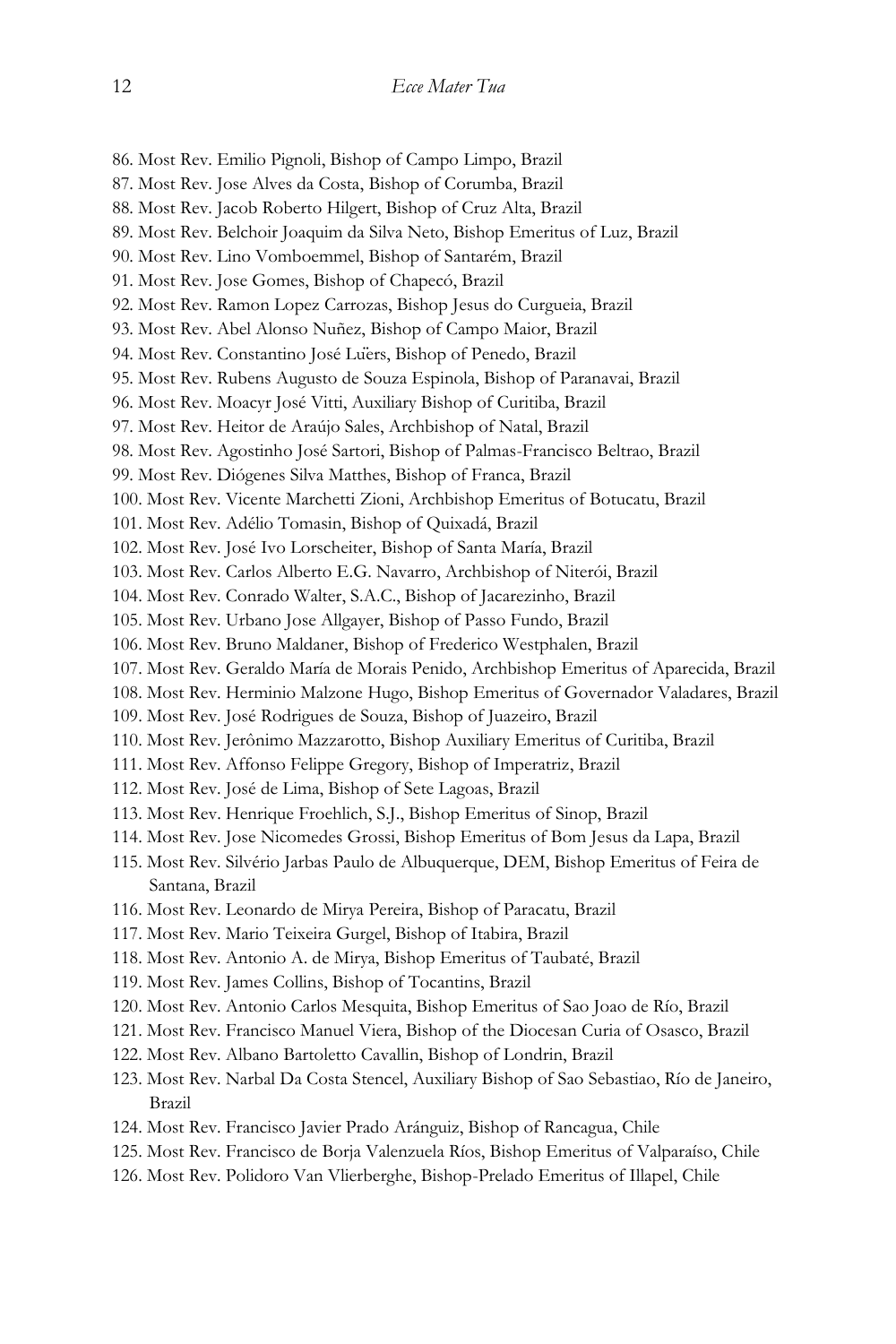86. Most Rev. Emilio Pignoli, Bishop of Campo Limpo, Brazil
87. Most Rev. Jose Alves da Costa, Bishop of Corumba, Brazil
88. Most Rev. Jacob Roberto Hilgert, Bishop of Cruz Alta, Brazil
89. Most Rev. Belchoir Joaquim da Silva Neto, Bishop Emeritus of Luz, Brazil
90. Most Rev. Lino Vomboemmel, Bishop of Santarém, Brazil
91. Most Rev. Jose Gomes, Bishop of Chapecó, Brazil
92. Most Rev. Ramon Lopez Carrozas, Bishop Jesus do Curgueia, Brazil
93. Most Rev. Abel Alonso Nuñez, Bishop of Campo Maior, Brazil
94. Most Rev. Constantino José Lüers, Bishop of Penedo, Brazil
95. Most Rev. Rubens Augusto de Souza Espinola, Bishop of Paranavai, Brazil
96. Most Rev. Moacyr José Vitti, Auxiliary Bishop of Curitiba, Brazil
97. Most Rev. Heitor de Araújo Sales, Archbishop of Natal, Brazil
98. Most Rev. Agostinho José Sartori, Bishop of Palmas-Francisco Beltrao, Brazil
99. Most Rev. Diógenes Silva Matthes, Bishop of Franca, Brazil
100. Most Rev. Vicente Marchetti Zioni, Archbishop Emeritus of Botucatu, Brazil
101. Most Rev. Adélio Tomasin, Bishop of Quixadá, Brazil
102. Most Rev. José Ivo Lorscheiter, Bishop of Santa María, Brazil
103. Most Rev. Carlos Alberto E.G. Navarro, Archbishop of Niterói, Brazil
104. Most Rev. Conrado Walter, S.A.C., Bishop of Jacarezinho, Brazil
105. Most Rev. Urbano Jose Allgayer, Bishop of Passo Fundo, Brazil
106. Most Rev. Bruno Maldaner, Bishop of Frederico Westphalen, Brazil
107. Most Rev. Geraldo María de Morais Penido, Archbishop Emeritus of Aparecida, Brazil
108. Most Rev. Herminio Malzone Hugo, Bishop Emeritus of Governador Valadares, Brazil
109. Most Rev. José Rodrigues de Souza, Bishop of Juazeiro, Brazil
110. Most Rev. Jerônimo Mazzarotto, Bishop Auxiliary Emeritus of Curitiba, Brazil
111. Most Rev. Affonso Felippe Gregory, Bishop of Imperatriz, Brazil
112. Most Rev. José de Lima, Bishop of Sete Lagoas, Brazil
113. Most Rev. Henrique Froehlich, S.J., Bishop Emeritus of Sinop, Brazil
114. Most Rev. Jose Nicomedes Grossi, Bishop Emeritus of Bom Jesus da Lapa, Brazil
115. Most Rev. Silvério Jarbas Paulo de Albuquerque, DEM, Bishop Emeritus of Feira de Santana, Brazil
116. Most Rev. Leonardo de Mirya Pereira, Bishop of Paracatu, Brazil
117. Most Rev. Mario Teixeira Gurgel, Bishop of Itabira, Brazil
118. Most Rev. Antonio A. de Mirya, Bishop Emeritus of Taubaté, Brazil
119. Most Rev. James Collins, Bishop of Tocantins, Brazil
120. Most Rev. Antonio Carlos Mesquita, Bishop Emeritus of Sao Joao de Río, Brazil
121. Most Rev. Francisco Manuel Viera, Bishop of the Diocesan Curia of Osasco, Brazil
122. Most Rev. Albano Bartoletto Cavallin, Bishop of Londrin, Brazil
123. Most Rev. Narbal Da Costa Stencel, Auxiliary Bishop of Sao Sebastiao, Río de Janeiro, Brazil
124. Most Rev. Francisco Javier Prado Aránguiz, Bishop of Rancagua, Chile
125. Most Rev. Francisco de Borja Valenzuela Ríos, Bishop Emeritus of Valparaíso, Chile
126. Most Rev. Polidoro Van Vlierberghe, Bishop-Prelado Emeritus of Illapel, Chile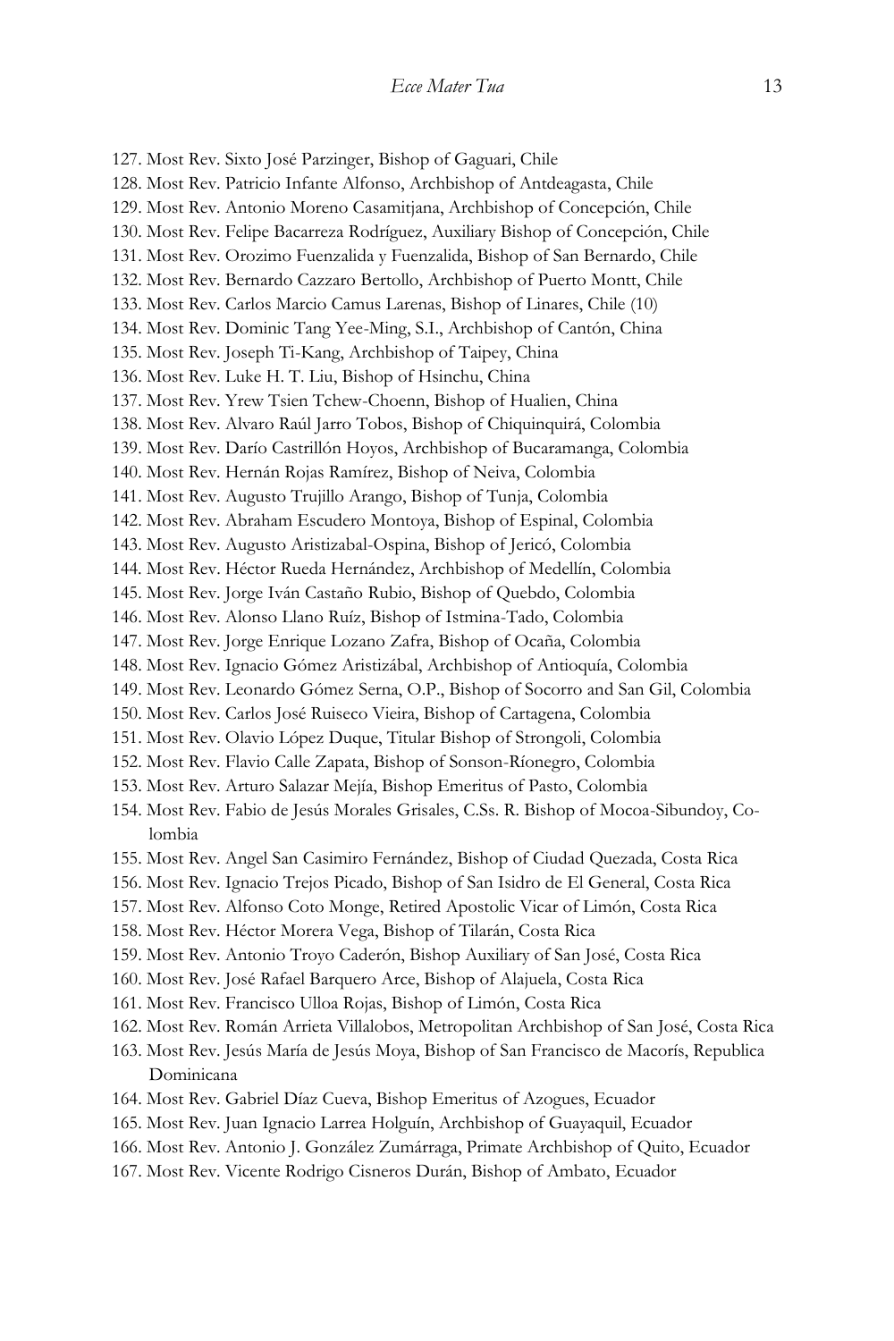127. Most Rev. Sixto José Parzinger, Bishop of Gaguari, Chile
128. Most Rev. Patricio Infante Alfonso, Archbishop of Antdeagasta, Chile
129. Most Rev. Antonio Moreno Casamitjana, Archbishop of Concepción, Chile
130. Most Rev. Felipe Bacarreza Rodríguez, Auxiliary Bishop of Concepción, Chile
131. Most Rev. Orozimo Fuenzalida y Fuenzalida, Bishop of San Bernardo, Chile
132. Most Rev. Bernardo Cazzaro Bertollo, Archbishop of Puerto Montt, Chile
133. Most Rev. Carlos Marcio Camus Larenas, Bishop of Linares, Chile (10)
134. Most Rev. Dominic Tang Yee-Ming, S.I., Archbishop of Cantón, China
135. Most Rev. Joseph Ti-Kang, Archbishop of Taipey, China
136. Most Rev. Luke H. T. Liu, Bishop of Hsinchu, China
137. Most Rev. Yrew Tsien Tchew-Choenn, Bishop of Hualien, China
138. Most Rev. Alvaro Raúl Jarro Tobos, Bishop of Chiquinquirá, Colombia
139. Most Rev. Darío Castrillón Hoyos, Archbishop of Bucaramanga, Colombia
140. Most Rev. Hernán Rojas Ramírez, Bishop of Neiva, Colombia
141. Most Rev. Augusto Trujillo Arango, Bishop of Tunja, Colombia
142. Most Rev. Abraham Escudero Montoya, Bishop of Espinal, Colombia
143. Most Rev. Augusto Aristizabal-Ospina, Bishop of Jericó, Colombia
144. Most Rev. Héctor Rueda Hernández, Archbishop of Medellín, Colombia
145. Most Rev. Jorge Iván Castaño Rubio, Bishop of Quebdo, Colombia
146. Most Rev. Alonso Llano Ruíz, Bishop of Istmina-Tado, Colombia
147. Most Rev. Jorge Enrique Lozano Zafra, Bishop of Ocaña, Colombia
148. Most Rev. Ignacio Gómez Aristizábal, Archbishop of Antioquía, Colombia
149. Most Rev. Leonardo Gómez Serna, O.P., Bishop of Socorro and San Gil, Colombia
150. Most Rev. Carlos José Ruiseco Vieira, Bishop of Cartagena, Colombia
151. Most Rev. Olavio López Duque, Titular Bishop of Strongoli, Colombia
152. Most Rev. Flavio Calle Zapata, Bishop of Sonson-Ríonegro, Colombia
153. Most Rev. Arturo Salazar Mejía, Bishop Emeritus of Pasto, Colombia
154. Most Rev. Fabio de Jesús Morales Grisales, C.Ss. R. Bishop of Mocoa-Sibundoy, Colombia
155. Most Rev. Angel San Casimiro Fernández, Bishop of Ciudad Quezada, Costa Rica
156. Most Rev. Ignacio Trejos Picado, Bishop of San Isidro de El General, Costa Rica
157. Most Rev. Alfonso Coto Monge, Retired Apostolic Vicar of Limón, Costa Rica
158. Most Rev. Héctor Morera Vega, Bishop of Tilarán, Costa Rica
159. Most Rev. Antonio Troyo Caderón, Bishop Auxiliary of San José, Costa Rica
160. Most Rev. José Rafael Barquero Arce, Bishop of Alajuela, Costa Rica
161. Most Rev. Francisco Ulloa Rojas, Bishop of Limón, Costa Rica
162. Most Rev. Román Arrieta Villalobos, Metropolitan Archbishop of San José, Costa Rica
163. Most Rev. Jesús María de Jesús Moya, Bishop of San Francisco de Macorís, Republica Dominicana
164. Most Rev. Gabriel Díaz Cueva, Bishop Emeritus of Azogues, Ecuador
165. Most Rev. Juan Ignacio Larrea Holguín, Archbishop of Guayaquil, Ecuador
166. Most Rev. Antonio J. González Zumárraga, Primate Archbishop of Quito, Ecuador
167. Most Rev. Vicente Rodrigo Cisneros Durán, Bishop of Ambato, Ecuador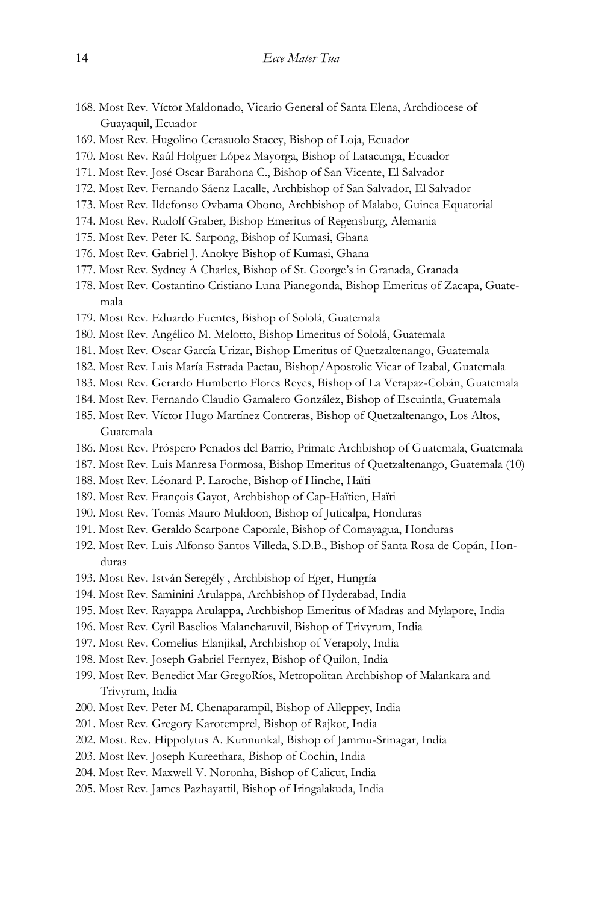168. Most Rev. Víctor Maldonado, Vicario General of Santa Elena, Archdiocese of Guayaquil, Ecuador
169. Most Rev. Hugolino Cerasuolo Stacey, Bishop of Loja, Ecuador
170. Most Rev. Raúl Holguer López Mayorga, Bishop of Latacunga, Ecuador
171. Most Rev. José Oscar Barahona C., Bishop of San Vicente, El Salvador
172. Most Rev. Fernando Sáenz Lacalle, Archbishop of San Salvador, El Salvador
173. Most Rev. Ildefonso Ovbama Obono, Archbishop of Malabo, Guinea Equatorial
174. Most Rev. Rudolf Graber, Bishop Emeritus of Regensburg, Alemania
175. Most Rev. Peter K. Sarpong, Bishop of Kumasi, Ghana
176. Most Rev. Gabriel J. Anokye Bishop of Kumasi, Ghana
177. Most Rev. Sydney A Charles, Bishop of St. George's in Granada, Granada
178. Most Rev. Costantino Cristiano Luna Pianegonda, Bishop Emeritus of Zacapa, Guatemala
179. Most Rev. Eduardo Fuentes, Bishop of Sololá, Guatemala
180. Most Rev. Angélico M. Melotto, Bishop Emeritus of Sololá, Guatemala
181. Most Rev. Oscar García Urizar, Bishop Emeritus of Quetzaltenango, Guatemala
182. Most Rev. Luis María Estrada Paetau, Bishop/Apostolic Vicar of Izabal, Guatemala
183. Most Rev. Gerardo Humberto Flores Reyes, Bishop of La Verapaz-Cobán, Guatemala
184. Most Rev. Fernando Claudio Gamalero González, Bishop of Escuintla, Guatemala
185. Most Rev. Víctor Hugo Martínez Contreras, Bishop of Quetzaltenango, Los Altos, Guatemala
186. Most Rev. Próspero Penados del Barrio, Primate Archbishop of Guatemala, Guatemala
187. Most Rev. Luis Manresa Formosa, Bishop Emeritus of Quetzaltenango, Guatemala (10)
188. Most Rev. Léonard P. Laroche, Bishop of Hinche, Haïti
189. Most Rev. François Gayot, Archbishop of Cap-Haïtien, Haïti
190. Most Rev. Tomás Mauro Muldoon, Bishop of Juticalpa, Honduras
191. Most Rev. Geraldo Scarpone Caporale, Bishop of Comayagua, Honduras
192. Most Rev. Luis Alfonso Santos Villeda, S.D.B., Bishop of Santa Rosa de Copán, Honduras
193. Most Rev. István Seregély , Archbishop of Eger, Hungría
194. Most Rev. Saminini Arulappa, Archbishop of Hyderabad, India
195. Most Rev. Rayappa Arulappa, Archbishop Emeritus of Madras and Mylapore, India
196. Most Rev. Cyril Baselios Malancharuvil, Bishop of Trivyrum, India
197. Most Rev. Cornelius Elanjikal, Archbishop of Verapoly, India
198. Most Rev. Joseph Gabriel Fernyez, Bishop of Quilon, India
199. Most Rev. Benedict Mar GregoRíos, Metropolitan Archbishop of Malankara and Trivyrum, India
200. Most Rev. Peter M. Chenaparampil, Bishop of Alleppey, India
201. Most Rev. Gregory Karotemprel, Bishop of Rajkot, India
202. Most. Rev. Hippolytus A. Kunnunkal, Bishop of Jammu-Srinagar, India
203. Most Rev. Joseph Kureethara, Bishop of Cochin, India
204. Most Rev. Maxwell V. Noronha, Bishop of Calicut, India
205. Most Rev. James Pazhayattil, Bishop of Iringalakuda, India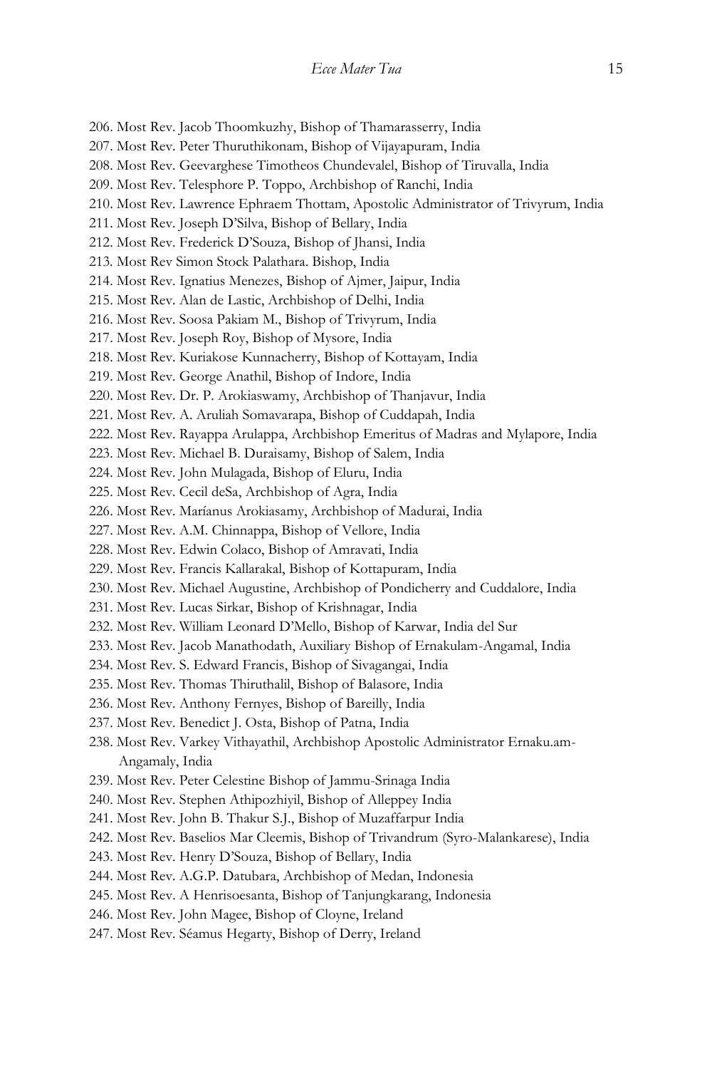206. Most Rev. Jacob Thoomkuzhy, Bishop of Thamarasserry, India
207. Most Rev. Peter Thuruthikonam, Bishop of Vijayapuram, India
208. Most Rev. Geevarghese Timotheos Chundevalel, Bishop of Tiruvalla, India
209. Most Rev. Telesphore P. Toppo, Archbishop of Ranchi, India
210. Most Rev. Lawrence Ephraem Thottam, Apostolic Administrator of Trivyrum, India
211. Most Rev. Joseph D'Silva, Bishop of Bellary, India
212. Most Rev. Frederick D'Souza, Bishop of Jhansi, India
213. Most Rev Simon Stock Palathara. Bishop, India
214. Most Rev. Ignatius Menezes, Bishop of Ajmer, Jaipur, India
215. Most Rev. Alan de Lastic, Archbishop of Delhi, India
216. Most Rev. Soosa Pakiam M., Bishop of Trivyrum, India
217. Most Rev. Joseph Roy, Bishop of Mysore, India
218. Most Rev. Kuriakose Kunnacherry, Bishop of Kottayam, India
219. Most Rev. George Anathil, Bishop of Indore, India
220. Most Rev. Dr. P. Arokiaswamy, Archbishop of Thanjavur, India
221. Most Rev. A. Aruliah Somavarapa, Bishop of Cuddapah, India
222. Most Rev. Rayappa Arulappa, Archbishop Emeritus of Madras and Mylapore, India
223. Most Rev. Michael B. Duraisamy, Bishop of Salem, India
224. Most Rev. John Mulagada, Bishop of Eluru, India
225. Most Rev. Cecil deSa, Archbishop of Agra, India
226. Most Rev. Maríanus Arokiasamy, Archbishop of Madurai, India
227. Most Rev. A.M. Chinnappa, Bishop of Vellore, India
228. Most Rev. Edwin Colaco, Bishop of Amravati, India
229. Most Rev. Francis Kallarakal, Bishop of Kottapuram, India
230. Most Rev. Michael Augustine, Archbishop of Pondicherry and Cuddalore, India
231. Most Rev. Lucas Sirkar, Bishop of Krishnagar, India
232. Most Rev. William Leonard D'Mello, Bishop of Karwar, India del Sur
233. Most Rev. Jacob Manathodath, Auxiliary Bishop of Ernakulam-Angamal, India
234. Most Rev. S. Edward Francis, Bishop of Sivagangai, India
235. Most Rev. Thomas Thiruthalil, Bishop of Balasore, India
236. Most Rev. Anthony Fernyes, Bishop of Bareilly, India
237. Most Rev. Benedict J. Osta, Bishop of Patna, India
238. Most Rev. Varkey Vithayathil, Archbishop Apostolic Administrator Ernaku.am-Angamaly, India
239. Most Rev. Peter Celestine Bishop of Jammu-Srinaga India
240. Most Rev. Stephen Athipozhiyil, Bishop of Alleppey India
241. Most Rev. John B. Thakur S.J., Bishop of Muzaffarpur India
242. Most Rev. Baselios Mar Cleemis, Bishop of Trivandrum (Syro-Malankarese), India
243. Most Rev. Henry D'Souza, Bishop of Bellary, India
244. Most Rev. A.G.P. Datubara, Archbishop of Medan, Indonesia
245. Most Rev. A Henrisoesanta, Bishop of Tanjungkarang, Indonesia
246. Most Rev. John Magee, Bishop of Cloyne, Ireland
247. Most Rev. Séamus Hegarty, Bishop of Derry, Ireland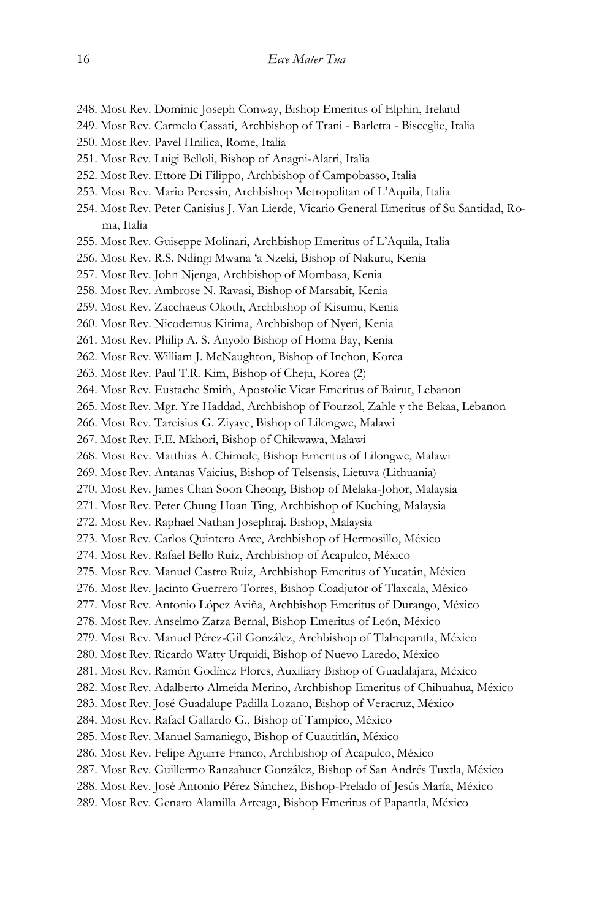248. Most Rev. Dominic Joseph Conway, Bishop Emeritus of Elphin, Ireland
249. Most Rev. Carmelo Cassati, Archbishop of Trani - Barletta - Bisceglie, Italia
250. Most Rev. Pavel Hnilica, Rome, Italia
251. Most Rev. Luigi Belloli, Bishop of Anagni-Alatri, Italia
252. Most Rev. Ettore Di Filippo, Archbishop of Campobasso, Italia
253. Most Rev. Mario Peressin, Archbishop Metropolitan of L'Aquila, Italia
254. Most Rev. Peter Canisius J. Van Lierde, Vicario General Emeritus of Su Santidad, Roma, Italia
255. Most Rev. Guiseppe Molinari, Archbishop Emeritus of L'Aquila, Italia
256. Most Rev. R.S. Ndingi Mwana 'a Nzeki, Bishop of Nakuru, Kenia
257. Most Rev. John Njenga, Archbishop of Mombasa, Kenia
258. Most Rev. Ambrose N. Ravasi, Bishop of Marsabit, Kenia
259. Most Rev. Zacchaeus Okoth, Archbishop of Kisumu, Kenia
260. Most Rev. Nicodemus Kirima, Archbishop of Nyeri, Kenia
261. Most Rev. Philip A. S. Anyolo Bishop of Homa Bay, Kenia
262. Most Rev. William J. McNaughton, Bishop of Inchon, Korea
263. Most Rev. Paul T.R. Kim, Bishop of Cheju, Korea (2)
264. Most Rev. Eustache Smith, Apostolic Vicar Emeritus of Bairut, Lebanon
265. Most Rev. Mgr. Yre Haddad, Archbishop of Fourzol, Zahle y the Bekaa, Lebanon
266. Most Rev. Tarcisius G. Ziyaye, Bishop of Lilongwe, Malawi
267. Most Rev. F.E. Mkhori, Bishop of Chikwawa, Malawi
268. Most Rev. Matthias A. Chimole, Bishop Emeritus of Lilongwe, Malawi
269. Most Rev. Antanas Vaicius, Bishop of Telsensis, Lietuva (Lithuania)
270. Most Rev. James Chan Soon Cheong, Bishop of Melaka-Johor, Malaysia
271. Most Rev. Peter Chung Hoan Ting, Archbishop of Kuching, Malaysia
272. Most Rev. Raphael Nathan Josephraj. Bishop, Malaysia
273. Most Rev. Carlos Quintero Arce, Archbishop of Hermosillo, México
274. Most Rev. Rafael Bello Ruiz, Archbishop of Acapulco, México
275. Most Rev. Manuel Castro Ruiz, Archbishop Emeritus of Yucatán, México
276. Most Rev. Jacinto Guerrero Torres, Bishop Coadjutor of Tlaxcala, México
277. Most Rev. Antonio López Aviña, Archbishop Emeritus of Durango, México
278. Most Rev. Anselmo Zarza Bernal, Bishop Emeritus of León, México
279. Most Rev. Manuel Pérez-Gil González, Archbishop of Tlalnepantla, México
280. Most Rev. Ricardo Watty Urquidi, Bishop of Nuevo Laredo, México
281. Most Rev. Ramón Godínez Flores, Auxiliary Bishop of Guadalajara, México
282. Most Rev. Adalberto Almeida Merino, Archbishop Emeritus of Chihuahua, México
283. Most Rev. José Guadalupe Padilla Lozano, Bishop of Veracruz, México
284. Most Rev. Rafael Gallardo G., Bishop of Tampico, México
285. Most Rev. Manuel Samaniego, Bishop of Cuautitlán, México
286. Most Rev. Felipe Aguirre Franco, Archbishop of Acapulco, México
287. Most Rev. Guillermo Ranzahuer González, Bishop of San Andrés Tuxtla, México
288. Most Rev. José Antonio Pérez Sánchez, Bishop-Prelado of Jesús María, México
289. Most Rev. Genaro Alamilla Arteaga, Bishop Emeritus of Papantla, México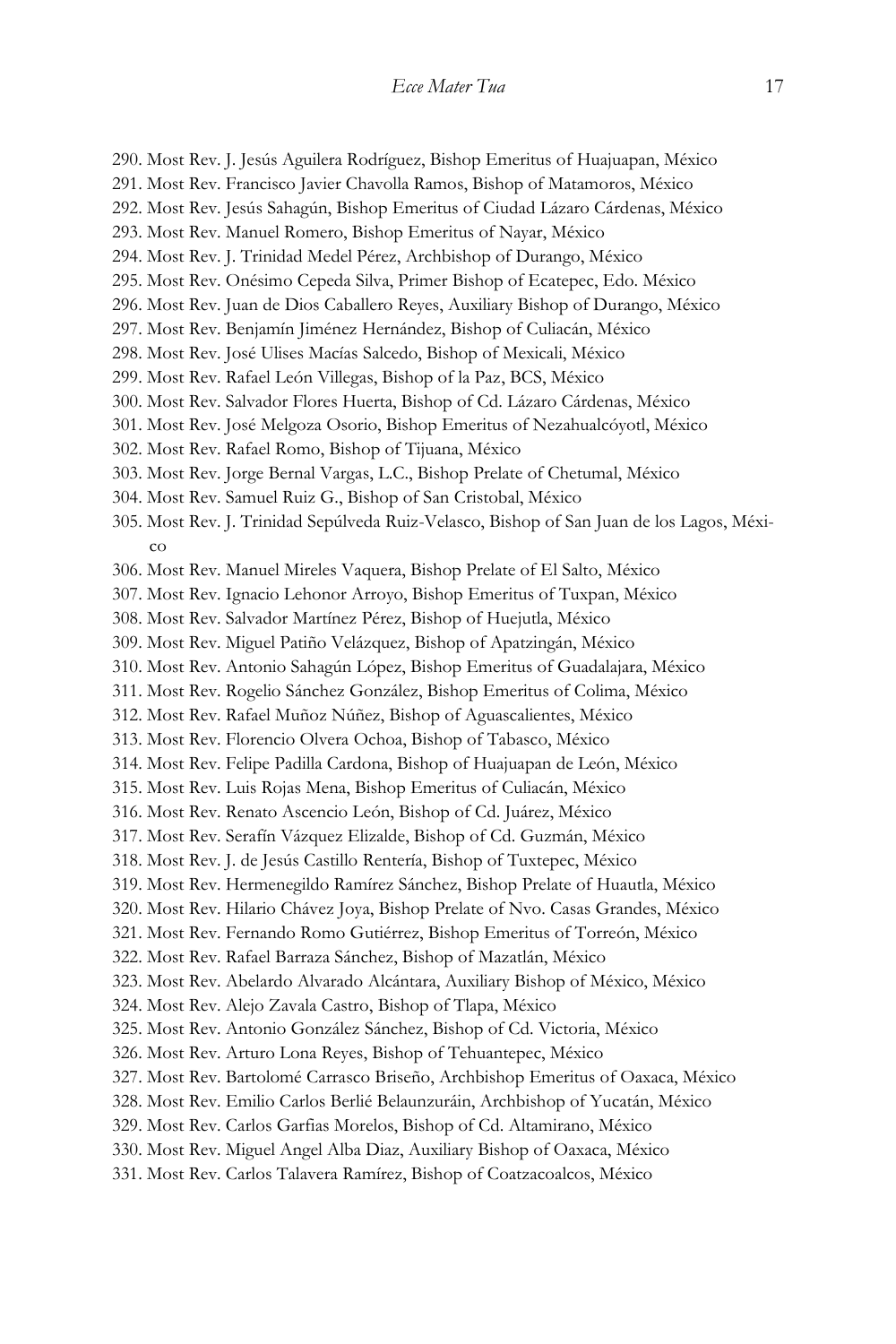290. Most Rev. J. Jesús Aguilera Rodríguez, Bishop Emeritus of Huajuapan, México
291. Most Rev. Francisco Javier Chavolla Ramos, Bishop of Matamoros, México
292. Most Rev. Jesús Sahagún, Bishop Emeritus of Ciudad Lázaro Cárdenas, México
293. Most Rev. Manuel Romero, Bishop Emeritus of Nayar, México
294. Most Rev. J. Trinidad Medel Pérez, Archbishop of Durango, México
295. Most Rev. Onésimo Cepeda Silva, Primer Bishop of Ecatepec, Edo. México
296. Most Rev. Juan de Dios Caballero Reyes, Auxiliary Bishop of Durango, México
297. Most Rev. Benjamín Jiménez Hernández, Bishop of Culiacán, México
298. Most Rev. José Ulises Macías Salcedo, Bishop of Mexicali, México
299. Most Rev. Rafael León Villegas, Bishop of la Paz, BCS, México
300. Most Rev. Salvador Flores Huerta, Bishop of Cd. Lázaro Cárdenas, México
301. Most Rev. José Melgoza Osorio, Bishop Emeritus of Nezahualcóyotl, México
302. Most Rev. Rafael Romo, Bishop of Tijuana, México
303. Most Rev. Jorge Bernal Vargas, L.C., Bishop Prelate of Chetumal, México
304. Most Rev. Samuel Ruiz G., Bishop of San Cristobal, México
305. Most Rev. J. Trinidad Sepúlveda Ruiz-Velasco, Bishop of San Juan de los Lagos, México
306. Most Rev. Manuel Mireles Vaquera, Bishop Prelate of El Salto, México
307. Most Rev. Ignacio Lehonor Arroyo, Bishop Emeritus of Tuxpan, México
308. Most Rev. Salvador Martínez Pérez, Bishop of Huejutla, México
309. Most Rev. Miguel Patiño Velázquez, Bishop of Apatzingán, México
310. Most Rev. Antonio Sahagún López, Bishop Emeritus of Guadalajara, México
311. Most Rev. Rogelio Sánchez González, Bishop Emeritus of Colima, México
312. Most Rev. Rafael Muñoz Núñez, Bishop of Aguascalientes, México
313. Most Rev. Florencio Olvera Ochoa, Bishop of Tabasco, México
314. Most Rev. Felipe Padilla Cardona, Bishop of Huajuapan de León, México
315. Most Rev. Luis Rojas Mena, Bishop Emeritus of Culiacán, México
316. Most Rev. Renato Ascencio León, Bishop of Cd. Juárez, México
317. Most Rev. Serafín Vázquez Elizalde, Bishop of Cd. Guzmán, México
318. Most Rev. J. de Jesús Castillo Rentería, Bishop of Tuxtepec, México
319. Most Rev. Hermenegildo Ramírez Sánchez, Bishop Prelate of Huautla, México
320. Most Rev. Hilario Chávez Joya, Bishop Prelate of Nvo. Casas Grandes, México
321. Most Rev. Fernando Romo Gutiérrez, Bishop Emeritus of Torreón, México
322. Most Rev. Rafael Barraza Sánchez, Bishop of Mazatlán, México
323. Most Rev. Abelardo Alvarado Alcántara, Auxiliary Bishop of México, México
324. Most Rev. Alejo Zavala Castro, Bishop of Tlapa, México
325. Most Rev. Antonio González Sánchez, Bishop of Cd. Victoria, México
326. Most Rev. Arturo Lona Reyes, Bishop of Tehuantepec, México
327. Most Rev. Bartolomé Carrasco Briseño, Archbishop Emeritus of Oaxaca, México
328. Most Rev. Emilio Carlos Berlié Belaunzuráin, Archbishop of Yucatán, México
329. Most Rev. Carlos Garfias Morelos, Bishop of Cd. Altamirano, México
330. Most Rev. Miguel Angel Alba Diaz, Auxiliary Bishop of Oaxaca, México
331. Most Rev. Carlos Talavera Ramírez, Bishop of Coatzacoalcos, México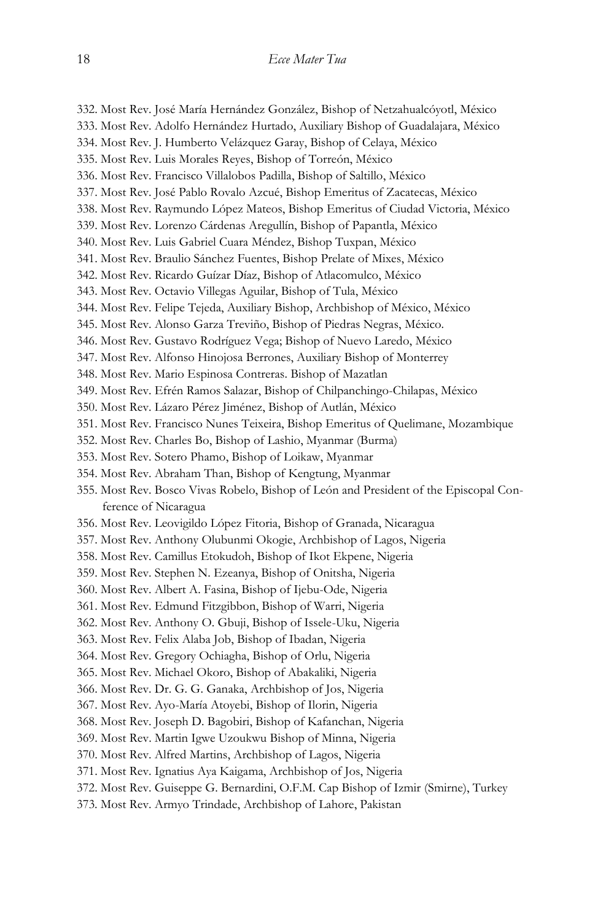332. Most Rev. José María Hernández González, Bishop of Netzahualcóyotl, México
333. Most Rev. Adolfo Hernández Hurtado, Auxiliary Bishop of Guadalajara, México
334. Most Rev. J. Humberto Velázquez Garay, Bishop of Celaya, México
335. Most Rev. Luis Morales Reyes, Bishop of Torreón, México
336. Most Rev. Francisco Villalobos Padilla, Bishop of Saltillo, México
337. Most Rev. José Pablo Rovalo Azcué, Bishop Emeritus of Zacatecas, México
338. Most Rev. Raymundo López Mateos, Bishop Emeritus of Ciudad Victoria, México
339. Most Rev. Lorenzo Cárdenas Aregullín, Bishop of Papantla, México
340. Most Rev. Luis Gabriel Cuara Méndez, Bishop Tuxpan, México
341. Most Rev. Braulio Sánchez Fuentes, Bishop Prelate of Mixes, México
342. Most Rev. Ricardo Guízar Díaz, Bishop of Atlacomulco, México
343. Most Rev. Octavio Villegas Aguilar, Bishop of Tula, México
344. Most Rev. Felipe Tejeda, Auxiliary Bishop, Archbishop of México, México
345. Most Rev. Alonso Garza Treviño, Bishop of Piedras Negras, México.
346. Most Rev. Gustavo Rodríguez Vega; Bishop of Nuevo Laredo, México
347. Most Rev. Alfonso Hinojosa Berrones, Auxiliary Bishop of Monterrey
348. Most Rev. Mario Espinosa Contreras. Bishop of Mazatlan
349. Most Rev. Efrén Ramos Salazar, Bishop of Chilpanchingo-Chilapas, México
350. Most Rev. Lázaro Pérez Jiménez, Bishop of Autlán, México
351. Most Rev. Francisco Nunes Teixeira, Bishop Emeritus of Quelimane, Mozambique
352. Most Rev. Charles Bo, Bishop of Lashio, Myanmar (Burma)
353. Most Rev. Sotero Phamo, Bishop of Loikaw, Myanmar
354. Most Rev. Abraham Than, Bishop of Kengtung, Myanmar
355. Most Rev. Bosco Vivas Robelo, Bishop of León and President of the Episcopal Conference of Nicaragua
356. Most Rev. Leovigildo López Fitoria, Bishop of Granada, Nicaragua
357. Most Rev. Anthony Olubunmi Okogie, Archbishop of Lagos, Nigeria
358. Most Rev. Camillus Etokudoh, Bishop of Ikot Ekpene, Nigeria
359. Most Rev. Stephen N. Ezeanya, Bishop of Onitsha, Nigeria
360. Most Rev. Albert A. Fasina, Bishop of Ijebu-Ode, Nigeria
361. Most Rev. Edmund Fitzgibbon, Bishop of Warri, Nigeria
362. Most Rev. Anthony O. Gbuji, Bishop of Issele-Uku, Nigeria
363. Most Rev. Felix Alaba Job, Bishop of Ibadan, Nigeria
364. Most Rev. Gregory Ochiagha, Bishop of Orlu, Nigeria
365. Most Rev. Michael Okoro, Bishop of Abakaliki, Nigeria
366. Most Rev. Dr. G. G. Ganaka, Archbishop of Jos, Nigeria
367. Most Rev. Ayo-María Atoyebi, Bishop of Ilorin, Nigeria
368. Most Rev. Joseph D. Bagobiri, Bishop of Kafanchan, Nigeria
369. Most Rev. Martin Igwe Uzoukwu Bishop of Minna, Nigeria
370. Most Rev. Alfred Martins, Archbishop of Lagos, Nigeria
371. Most Rev. Ignatius Aya Kaigama, Archbishop of Jos, Nigeria
372. Most Rev. Guiseppe G. Bernardini, O.F.M. Cap Bishop of Izmir (Smirne), Turkey
373. Most Rev. Armyo Trindade, Archbishop of Lahore, Pakistan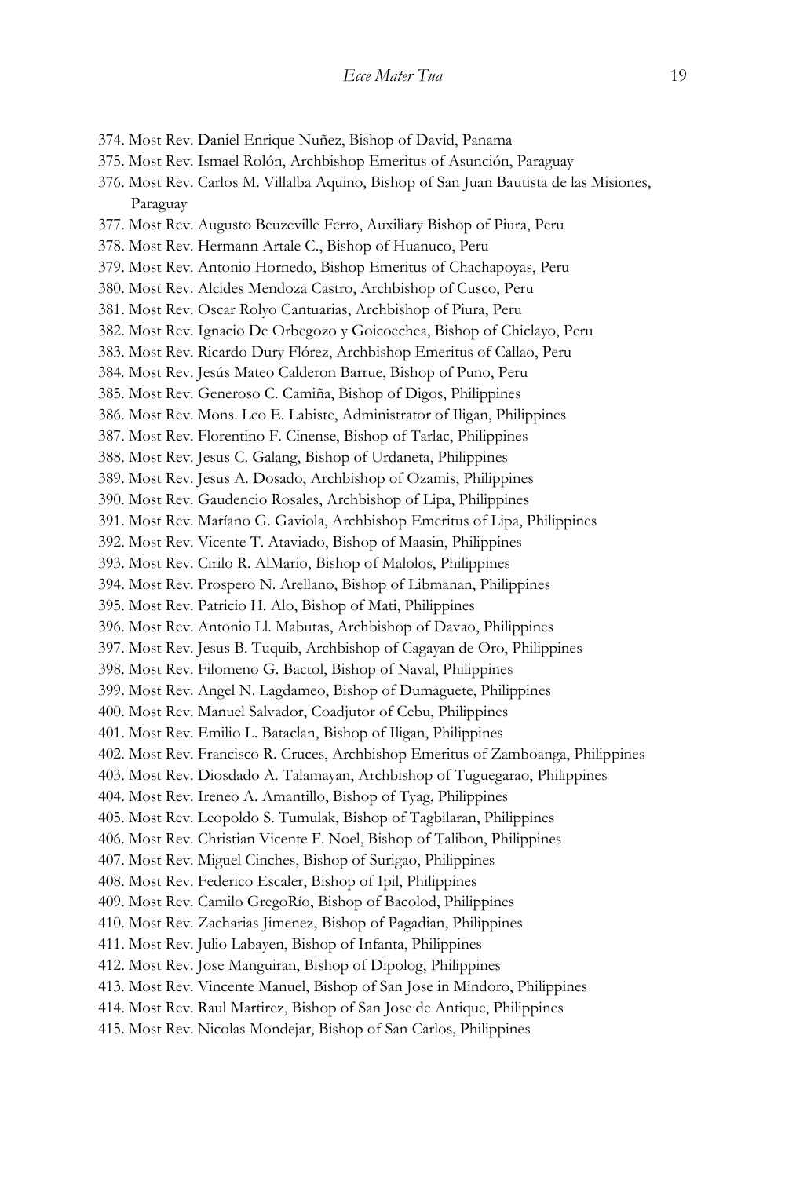374. Most Rev. Daniel Enrique Nuñez, Bishop of David, Panama
375. Most Rev. Ismael Rolón, Archbishop Emeritus of Asunción, Paraguay
376. Most Rev. Carlos M. Villalba Aquino, Bishop of San Juan Bautista de las Misiones, Paraguay
377. Most Rev. Augusto Beuzeville Ferro, Auxiliary Bishop of Piura, Peru
378. Most Rev. Hermann Artale C., Bishop of Huanuco, Peru
379. Most Rev. Antonio Hornedo, Bishop Emeritus of Chachapoyas, Peru
380. Most Rev. Alcides Mendoza Castro, Archbishop of Cusco, Peru
381. Most Rev. Oscar Rolyo Cantuarias, Archbishop of Piura, Peru
382. Most Rev. Ignacio De Orbegozo y Goicoechea, Bishop of Chiclayo, Peru
383. Most Rev. Ricardo Dury Flórez, Archbishop Emeritus of Callao, Peru
384. Most Rev. Jesús Mateo Calderon Barrue, Bishop of Puno, Peru
385. Most Rev. Generoso C. Camiña, Bishop of Digos, Philippines
386. Most Rev. Mons. Leo E. Labiste, Administrator of Iligan, Philippines
387. Most Rev. Florentino F. Cinense, Bishop of Tarlac, Philippines
388. Most Rev. Jesus C. Galang, Bishop of Urdaneta, Philippines
389. Most Rev. Jesus A. Dosado, Archbishop of Ozamis, Philippines
390. Most Rev. Gaudencio Rosales, Archbishop of Lipa, Philippines
391. Most Rev. Maríano G. Gaviola, Archbishop Emeritus of Lipa, Philippines
392. Most Rev. Vicente T. Ataviado, Bishop of Maasin, Philippines
393. Most Rev. Cirilo R. AlMario, Bishop of Malolos, Philippines
394. Most Rev. Prospero N. Arellano, Bishop of Libmanan, Philippines
395. Most Rev. Patricio H. Alo, Bishop of Mati, Philippines
396. Most Rev. Antonio Ll. Mabutas, Archbishop of Davao, Philippines
397. Most Rev. Jesus B. Tuquib, Archbishop of Cagayan de Oro, Philippines
398. Most Rev. Filomeno G. Bactol, Bishop of Naval, Philippines
399. Most Rev. Angel N. Lagdameo, Bishop of Dumaguete, Philippines
400. Most Rev. Manuel Salvador, Coadjutor of Cebu, Philippines
401. Most Rev. Emilio L. Bataclan, Bishop of Iligan, Philippines
402. Most Rev. Francisco R. Cruces, Archbishop Emeritus of Zamboanga, Philippines
403. Most Rev. Diosdado A. Talamayan, Archbishop of Tuguegarao, Philippines
404. Most Rev. Ireneo A. Amantillo, Bishop of Tyag, Philippines
405. Most Rev. Leopoldo S. Tumulak, Bishop of Tagbilaran, Philippines
406. Most Rev. Christian Vicente F. Noel, Bishop of Talibon, Philippines
407. Most Rev. Miguel Cinches, Bishop of Surigao, Philippines
408. Most Rev. Federico Escaler, Bishop of Ipil, Philippines
409. Most Rev. Camilo GregoRío, Bishop of Bacolod, Philippines
410. Most Rev. Zacharias Jimenez, Bishop of Pagadian, Philippines
411. Most Rev. Julio Labayen, Bishop of Infanta, Philippines
412. Most Rev. Jose Manguiran, Bishop of Dipolog, Philippines
413. Most Rev. Vincente Manuel, Bishop of San Jose in Mindoro, Philippines
414. Most Rev. Raul Martirez, Bishop of San Jose de Antique, Philippines
415. Most Rev. Nicolas Mondejar, Bishop of San Carlos, Philippines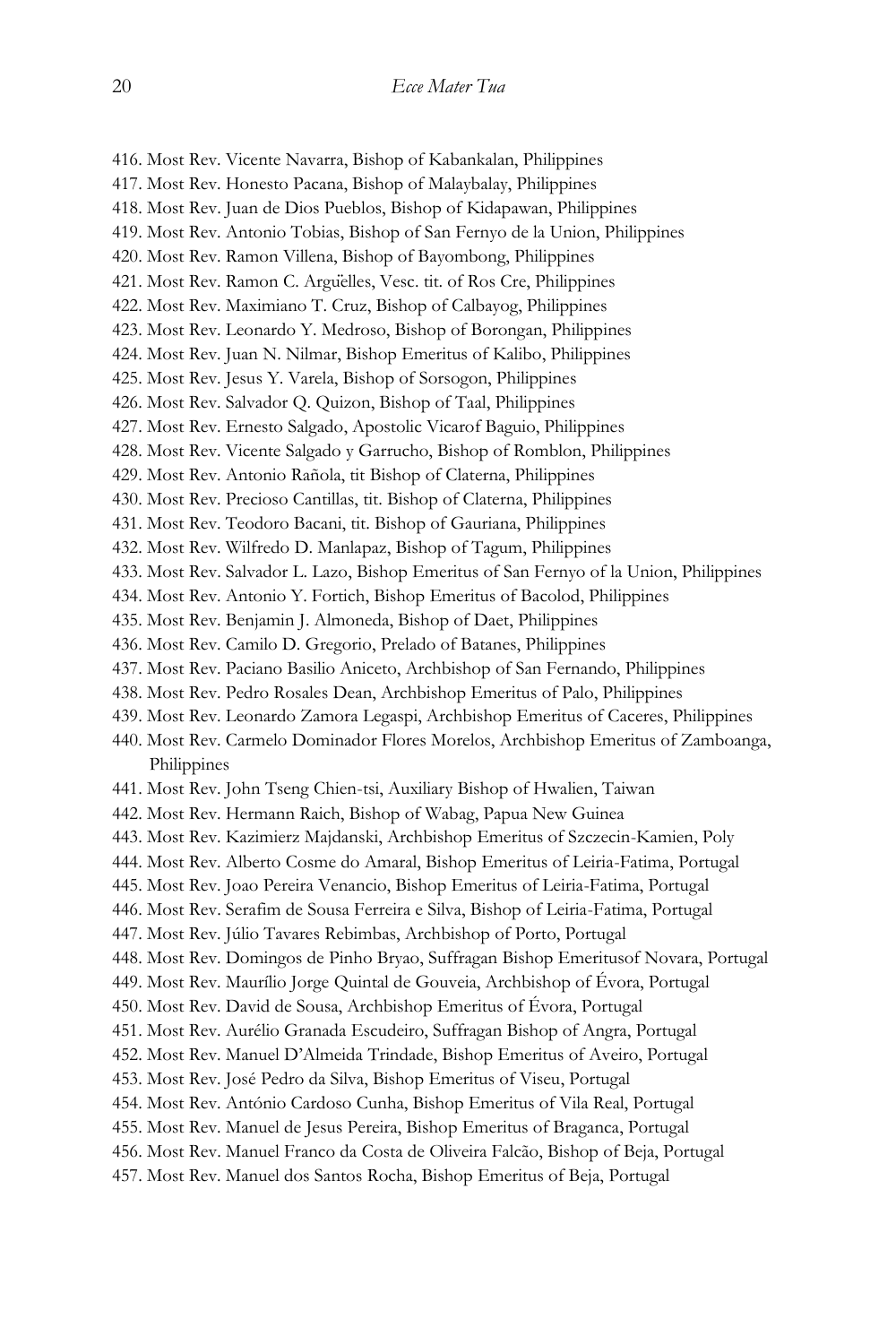416. Most Rev. Vicente Navarra, Bishop of Kabankalan, Philippines
417. Most Rev. Honesto Pacana, Bishop of Malaybalay, Philippines
418. Most Rev. Juan de Dios Pueblos, Bishop of Kidapawan, Philippines
419. Most Rev. Antonio Tobias, Bishop of San Fernyo de la Union, Philippines
420. Most Rev. Ramon Villena, Bishop of Bayombong, Philippines
421. Most Rev. Ramon C. Argüelles, Vesc. tit. of Ros Cre, Philippines
422. Most Rev. Maximiano T. Cruz, Bishop of Calbayog, Philippines
423. Most Rev. Leonardo Y. Medroso, Bishop of Borongan, Philippines
424. Most Rev. Juan N. Nilmar, Bishop Emeritus of Kalibo, Philippines
425. Most Rev. Jesus Y. Varela, Bishop of Sorsogon, Philippines
426. Most Rev. Salvador Q. Quizon, Bishop of Taal, Philippines
427. Most Rev. Ernesto Salgado, Apostolic Vicarof Baguio, Philippines
428. Most Rev. Vicente Salgado y Garrucho, Bishop of Romblon, Philippines
429. Most Rev. Antonio Rañola, tit Bishop of Claterna, Philippines
430. Most Rev. Precioso Cantillas, tit. Bishop of Claterna, Philippines
431. Most Rev. Teodoro Bacani, tit. Bishop of Gauriana, Philippines
432. Most Rev. Wilfredo D. Manlapaz, Bishop of Tagum, Philippines
433. Most Rev. Salvador L. Lazo, Bishop Emeritus of San Fernyo of la Union, Philippines
434. Most Rev. Antonio Y. Fortich, Bishop Emeritus of Bacolod, Philippines
435. Most Rev. Benjamin J. Almoneda, Bishop of Daet, Philippines
436. Most Rev. Camilo D. Gregorio, Prelado of Batanes, Philippines
437. Most Rev. Paciano Basilio Aniceto, Archbishop of San Fernando, Philippines
438. Most Rev. Pedro Rosales Dean, Archbishop Emeritus of Palo, Philippines
439. Most Rev. Leonardo Zamora Legaspi, Archbishop Emeritus of Caceres, Philippines
440. Most Rev. Carmelo Dominador Flores Morelos, Archbishop Emeritus of Zamboanga, Philippines
441. Most Rev. John Tseng Chien-tsi, Auxiliary Bishop of Hwalien, Taiwan
442. Most Rev. Hermann Raich, Bishop of Wabag, Papua New Guinea
443. Most Rev. Kazimierz Majdanski, Archbishop Emeritus of Szczecin-Kamien, Poly
444. Most Rev. Alberto Cosme do Amaral, Bishop Emeritus of Leiria-Fatima, Portugal
445. Most Rev. Joao Pereira Venancio, Bishop Emeritus of Leiria-Fatima, Portugal
446. Most Rev. Serafim de Sousa Ferreira e Silva, Bishop of Leiria-Fatima, Portugal
447. Most Rev. Júlio Tavares Rebimbas, Archbishop of Porto, Portugal
448. Most Rev. Domingos de Pinho Bryao, Suffragan Bishop Emeritusof Novara, Portugal
449. Most Rev. Maurílio Jorge Quintal de Gouveia, Archbishop of Évora, Portugal
450. Most Rev. David de Sousa, Archbishop Emeritus of Évora, Portugal
451. Most Rev. Aurélio Granada Escudeiro, Suffragan Bishop of Angra, Portugal
452. Most Rev. Manuel D'Almeida Trindade, Bishop Emeritus of Aveiro, Portugal
453. Most Rev. José Pedro da Silva, Bishop Emeritus of Viseu, Portugal
454. Most Rev. António Cardoso Cunha, Bishop Emeritus of Vila Real, Portugal
455. Most Rev. Manuel de Jesus Pereira, Bishop Emeritus of Braganca, Portugal
456. Most Rev. Manuel Franco da Costa de Oliveira Falcão, Bishop of Beja, Portugal
457. Most Rev. Manuel dos Santos Rocha, Bishop Emeritus of Beja, Portugal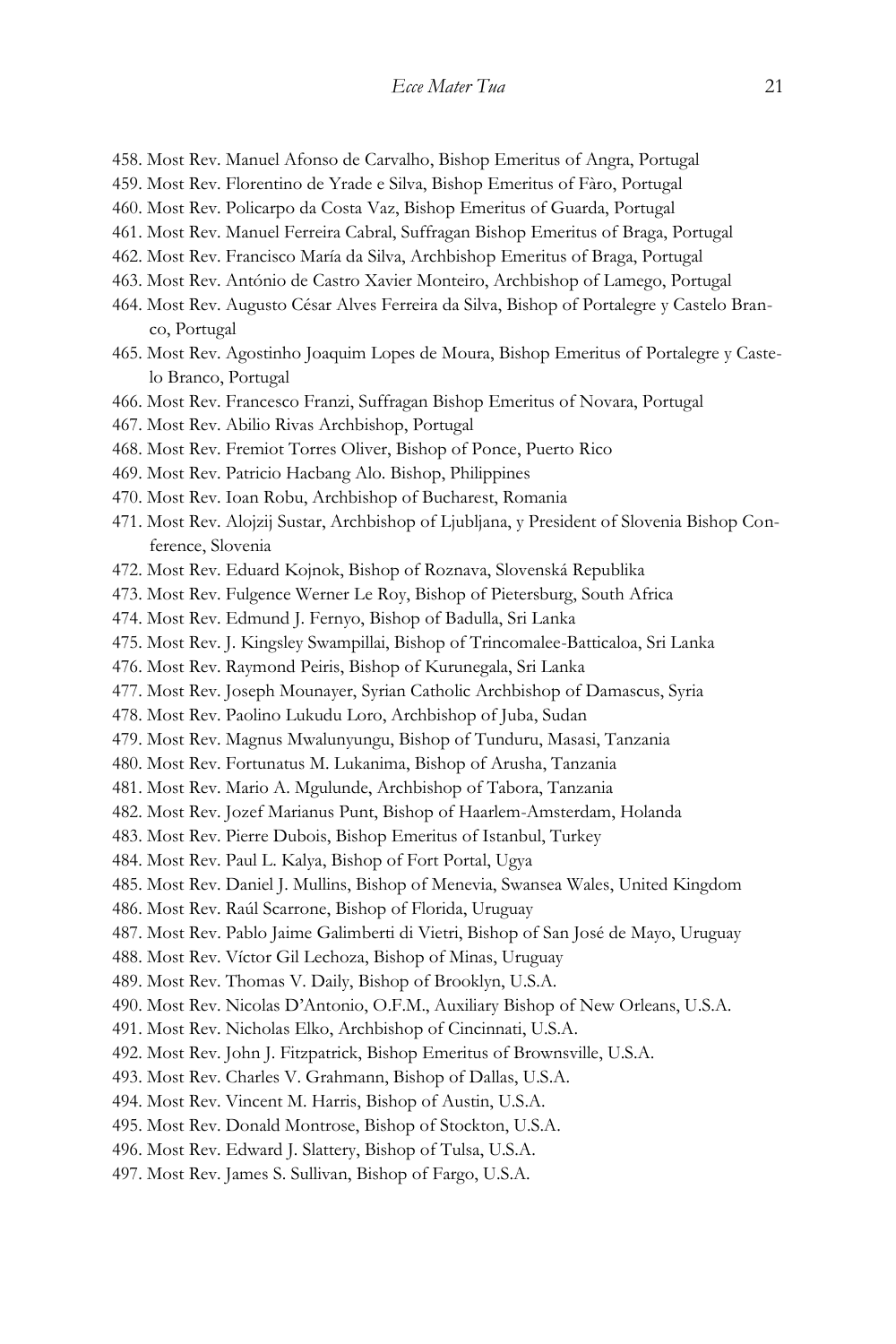458. Most Rev. Manuel Afonso de Carvalho, Bishop Emeritus of Angra, Portugal
459. Most Rev. Florentino de Yrade e Silva, Bishop Emeritus of Fàro, Portugal
460. Most Rev. Policarpo da Costa Vaz, Bishop Emeritus of Guarda, Portugal
461. Most Rev. Manuel Ferreira Cabral, Suffragan Bishop Emeritus of Braga, Portugal
462. Most Rev. Francisco María da Silva, Archbishop Emeritus of Braga, Portugal
463. Most Rev. António de Castro Xavier Monteiro, Archbishop of Lamego, Portugal
464. Most Rev. Augusto César Alves Ferreira da Silva, Bishop of Portalegre y Castelo Branco, Portugal
465. Most Rev. Agostinho Joaquim Lopes de Moura, Bishop Emeritus of Portalegre y Castelo Branco, Portugal
466. Most Rev. Francesco Franzi, Suffragan Bishop Emeritus of Novara, Portugal
467. Most Rev. Abilio Rivas Archbishop, Portugal
468. Most Rev. Fremiot Torres Oliver, Bishop of Ponce, Puerto Rico
469. Most Rev. Patricio Hacbang Alo. Bishop, Philippines
470. Most Rev. Ioan Robu, Archbishop of Bucharest, Romania
471. Most Rev. Alojzij Sustar, Archbishop of Ljubljana, y President of Slovenia Bishop Conference, Slovenia
472. Most Rev. Eduard Kojnok, Bishop of Roznava, Slovenská Republika
473. Most Rev. Fulgence Werner Le Roy, Bishop of Pietersburg, South Africa
474. Most Rev. Edmund J. Fernyo, Bishop of Badulla, Sri Lanka
475. Most Rev. J. Kingsley Swampillai, Bishop of Trincomalee-Batticaloa, Sri Lanka
476. Most Rev. Raymond Peiris, Bishop of Kurunegala, Sri Lanka
477. Most Rev. Joseph Mounayer, Syrian Catholic Archbishop of Damascus, Syria
478. Most Rev. Paolino Lukudu Loro, Archbishop of Juba, Sudan
479. Most Rev. Magnus Mwalunyungu, Bishop of Tunduru, Masasi, Tanzania
480. Most Rev. Fortunatus M. Lukanima, Bishop of Arusha, Tanzania
481. Most Rev. Mario A. Mgulunde, Archbishop of Tabora, Tanzania
482. Most Rev. Jozef Marianus Punt, Bishop of Haarlem-Amsterdam, Holanda
483. Most Rev. Pierre Dubois, Bishop Emeritus of Istanbul, Turkey
484. Most Rev. Paul L. Kalya, Bishop of Fort Portal, Ugya
485. Most Rev. Daniel J. Mullins, Bishop of Menevia, Swansea Wales, United Kingdom
486. Most Rev. Raúl Scarrone, Bishop of Florida, Uruguay
487. Most Rev. Pablo Jaime Galimberti di Vietri, Bishop of San José de Mayo, Uruguay
488. Most Rev. Víctor Gil Lechoza, Bishop of Minas, Uruguay
489. Most Rev. Thomas V. Daily, Bishop of Brooklyn, U.S.A.
490. Most Rev. Nicolas D'Antonio, O.F.M., Auxiliary Bishop of New Orleans, U.S.A.
491. Most Rev. Nicholas Elko, Archbishop of Cincinnati, U.S.A.
492. Most Rev. John J. Fitzpatrick, Bishop Emeritus of Brownsville, U.S.A.
493. Most Rev. Charles V. Grahmann, Bishop of Dallas, U.S.A.
494. Most Rev. Vincent M. Harris, Bishop of Austin, U.S.A.
495. Most Rev. Donald Montrose, Bishop of Stockton, U.S.A.
496. Most Rev. Edward J. Slattery, Bishop of Tulsa, U.S.A.
497. Most Rev. James S. Sullivan, Bishop of Fargo, U.S.A.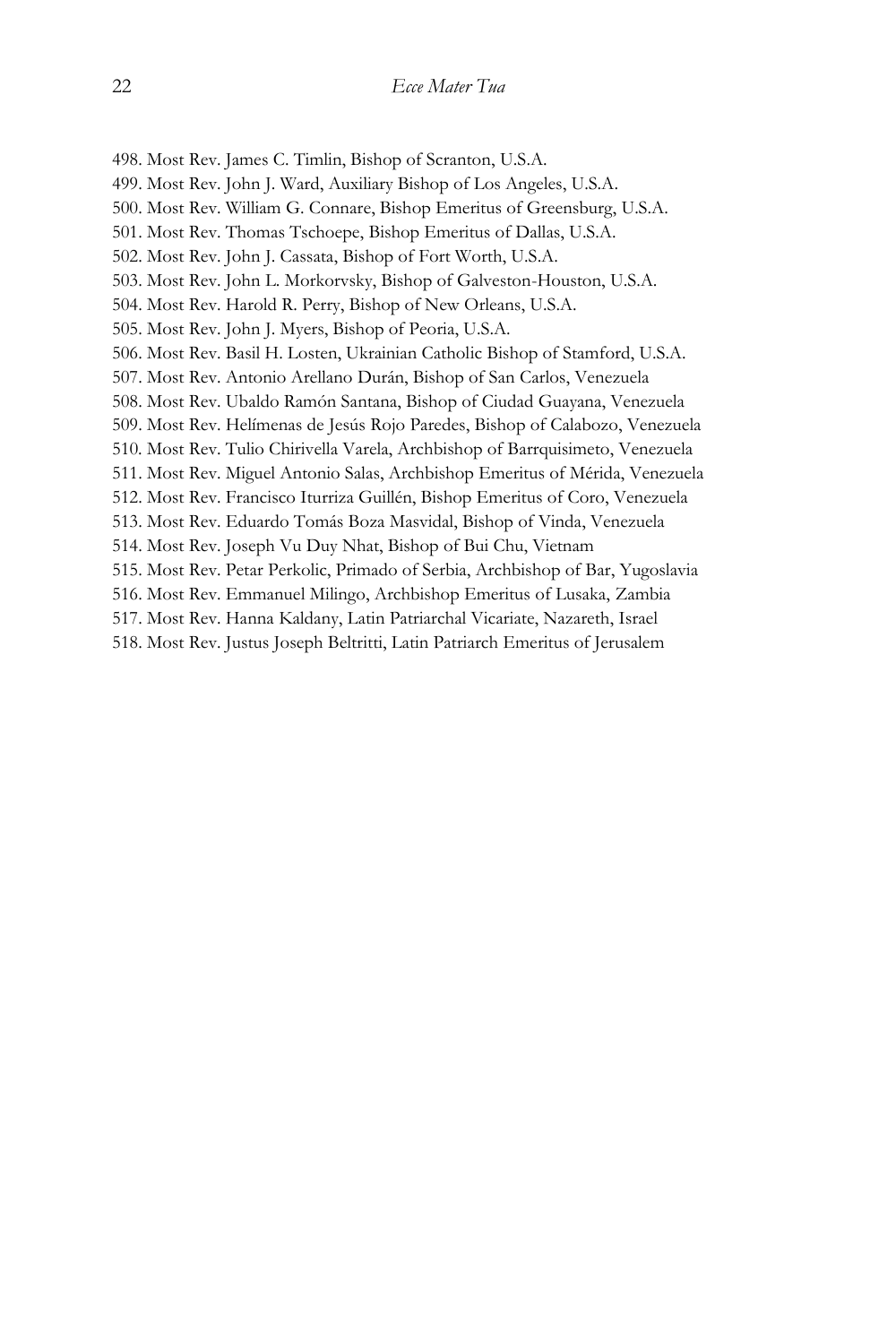498. Most Rev. James C. Timlin, Bishop of Scranton, U.S.A.
499. Most Rev. John J. Ward, Auxiliary Bishop of Los Angeles, U.S.A.
500. Most Rev. William G. Connare, Bishop Emeritus of Greensburg, U.S.A.
501. Most Rev. Thomas Tschoepe, Bishop Emeritus of Dallas, U.S.A.
502. Most Rev. John J. Cassata, Bishop of Fort Worth, U.S.A.
503. Most Rev. John L. Morkorvsky, Bishop of Galveston-Houston, U.S.A.
504. Most Rev. Harold R. Perry, Bishop of New Orleans, U.S.A.
505. Most Rev. John J. Myers, Bishop of Peoria, U.S.A.
506. Most Rev. Basil H. Losten, Ukrainian Catholic Bishop of Stamford, U.S.A.
507. Most Rev. Antonio Arellano Durán, Bishop of San Carlos, Venezuela
508. Most Rev. Ubaldo Ramón Santana, Bishop of Ciudad Guayana, Venezuela
509. Most Rev. Helímenas de Jesús Rojo Paredes, Bishop of Calabozo, Venezuela
510. Most Rev. Tulio Chirivella Varela, Archbishop of Barrquisimeto, Venezuela
511. Most Rev. Miguel Antonio Salas, Archbishop Emeritus of Mérida, Venezuela
512. Most Rev. Francisco Iturriza Guillén, Bishop Emeritus of Coro, Venezuela
513. Most Rev. Eduardo Tomás Boza Masvidal, Bishop of Vinda, Venezuela
514. Most Rev. Joseph Vu Duy Nhat, Bishop of Bui Chu, Vietnam
515. Most Rev. Petar Perkolic, Primado of Serbia, Archbishop of Bar, Yugoslavia
516. Most Rev. Emmanuel Milingo, Archbishop Emeritus of Lusaka, Zambia
517. Most Rev. Hanna Kaldany, Latin Patriarchal Vicariate, Nazareth, Israel
518. Most Rev. Justus Joseph Beltritti, Latin Patriarch Emeritus of Jerusalem